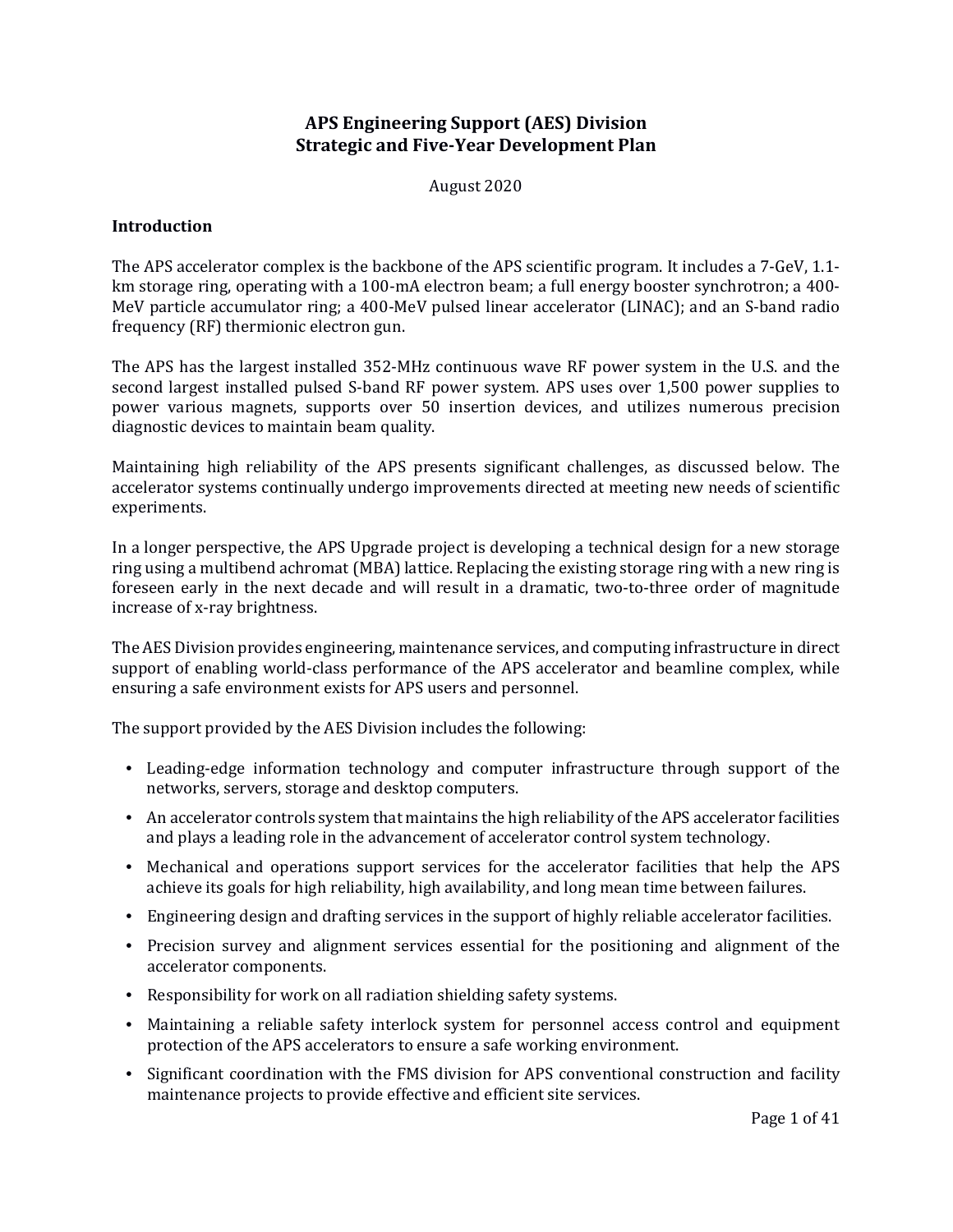# APS Engineering Support (AES) Division
# Strategic and Five-Year Development Plan

August 2020

## Introduction

The APS accelerator complex is the backbone of the APS scientific program. It includes a 7-GeV, 1.1-km storage ring, operating with a 100-mA electron beam; a full energy booster synchrotron; a 400-MeV particle accumulator ring; a 400-MeV pulsed linear accelerator (LINAC); and an S-band radio frequency (RF) thermionic electron gun.

The APS has the largest installed 352-MHz continuous wave RF power system in the U.S. and the second largest installed pulsed S-band RF power system. APS uses over 1,500 power supplies to power various magnets, supports over 50 insertion devices, and utilizes numerous precision diagnostic devices to maintain beam quality.

Maintaining high reliability of the APS presents significant challenges, as discussed below. The accelerator systems continually undergo improvements directed at meeting new needs of scientific experiments.

In a longer perspective, the APS Upgrade project is developing a technical design for a new storage ring using a multibend achromat (MBA) lattice. Replacing the existing storage ring with a new ring is foreseen early in the next decade and will result in a dramatic, two-to-three order of magnitude increase of x-ray brightness.

The AES Division provides engineering, maintenance services, and computing infrastructure in direct support of enabling world-class performance of the APS accelerator and beamline complex, while ensuring a safe environment exists for APS users and personnel.

The support provided by the AES Division includes the following:

- Leading-edge information technology and computer infrastructure through support of the networks, servers, storage and desktop computers.
- An accelerator controls system that maintains the high reliability of the APS accelerator facilities and plays a leading role in the advancement of accelerator control system technology.
- Mechanical and operations support services for the accelerator facilities that help the APS achieve its goals for high reliability, high availability, and long mean time between failures.
- Engineering design and drafting services in the support of highly reliable accelerator facilities.
- Precision survey and alignment services essential for the positioning and alignment of the accelerator components.
- Responsibility for work on all radiation shielding safety systems.
- Maintaining a reliable safety interlock system for personnel access control and equipment protection of the APS accelerators to ensure a safe working environment.
- Significant coordination with the FMS division for APS conventional construction and facility maintenance projects to provide effective and efficient site services.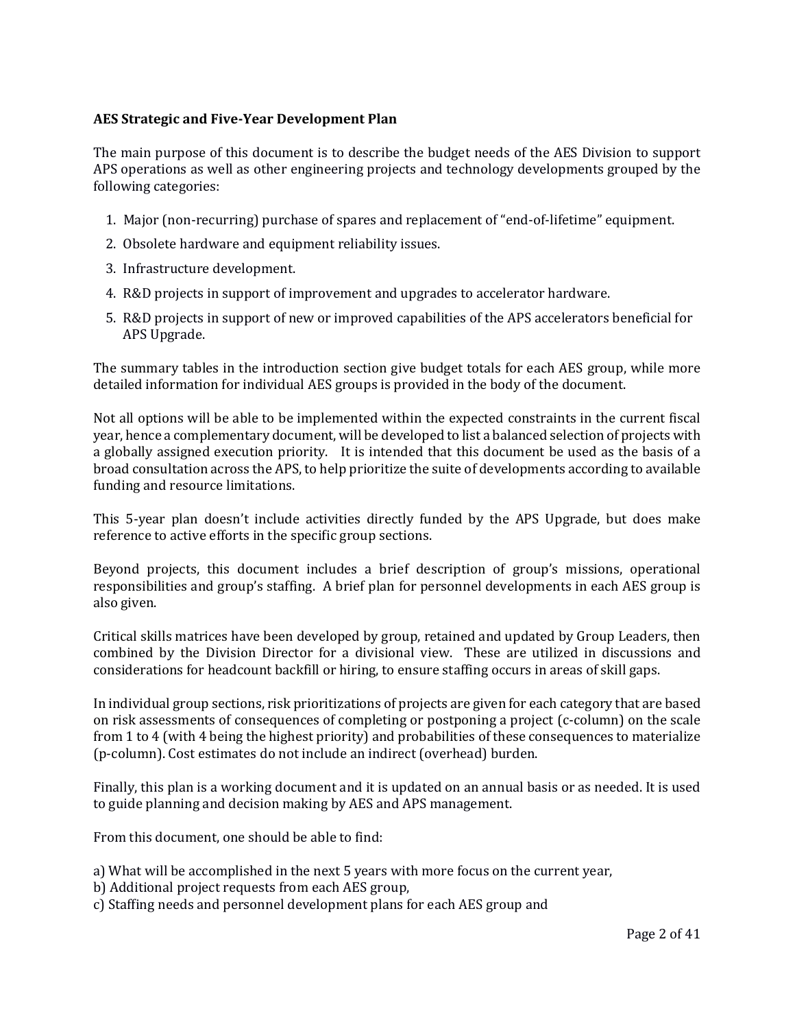**AES Strategic and Five-Year Development Plan**

The main purpose of this document is to describe the budget needs of the AES Division to support APS operations as well as other engineering projects and technology developments grouped by the following categories:

1. Major (non-recurring) purchase of spares and replacement of "end-of-lifetime" equipment.
2. Obsolete hardware and equipment reliability issues.
3. Infrastructure development.
4. R&D projects in support of improvement and upgrades to accelerator hardware.
5. R&D projects in support of new or improved capabilities of the APS accelerators beneficial for APS Upgrade.

The summary tables in the introduction section give budget totals for each AES group, while more detailed information for individual AES groups is provided in the body of the document.

Not all options will be able to be implemented within the expected constraints in the current fiscal year, hence a complementary document, will be developed to list a balanced selection of projects with a globally assigned execution priority. It is intended that this document be used as the basis of a broad consultation across the APS, to help prioritize the suite of developments according to available funding and resource limitations.

This 5-year plan doesn't include activities directly funded by the APS Upgrade, but does make reference to active efforts in the specific group sections.

Beyond projects, this document includes a brief description of group's missions, operational responsibilities and group's staffing. A brief plan for personnel developments in each AES group is also given.

Critical skills matrices have been developed by group, retained and updated by Group Leaders, then combined by the Division Director for a divisional view. These are utilized in discussions and considerations for headcount backfill or hiring, to ensure staffing occurs in areas of skill gaps.

In individual group sections, risk prioritizations of projects are given for each category that are based on risk assessments of consequences of completing or postponing a project (c-column) on the scale from 1 to 4 (with 4 being the highest priority) and probabilities of these consequences to materialize (p-column). Cost estimates do not include an indirect (overhead) burden.

Finally, this plan is a working document and it is updated on an annual basis or as needed. It is used to guide planning and decision making by AES and APS management.

From this document, one should be able to find:

a) What will be accomplished in the next 5 years with more focus on the current year,
b) Additional project requests from each AES group,
c) Staffing needs and personnel development plans for each AES group and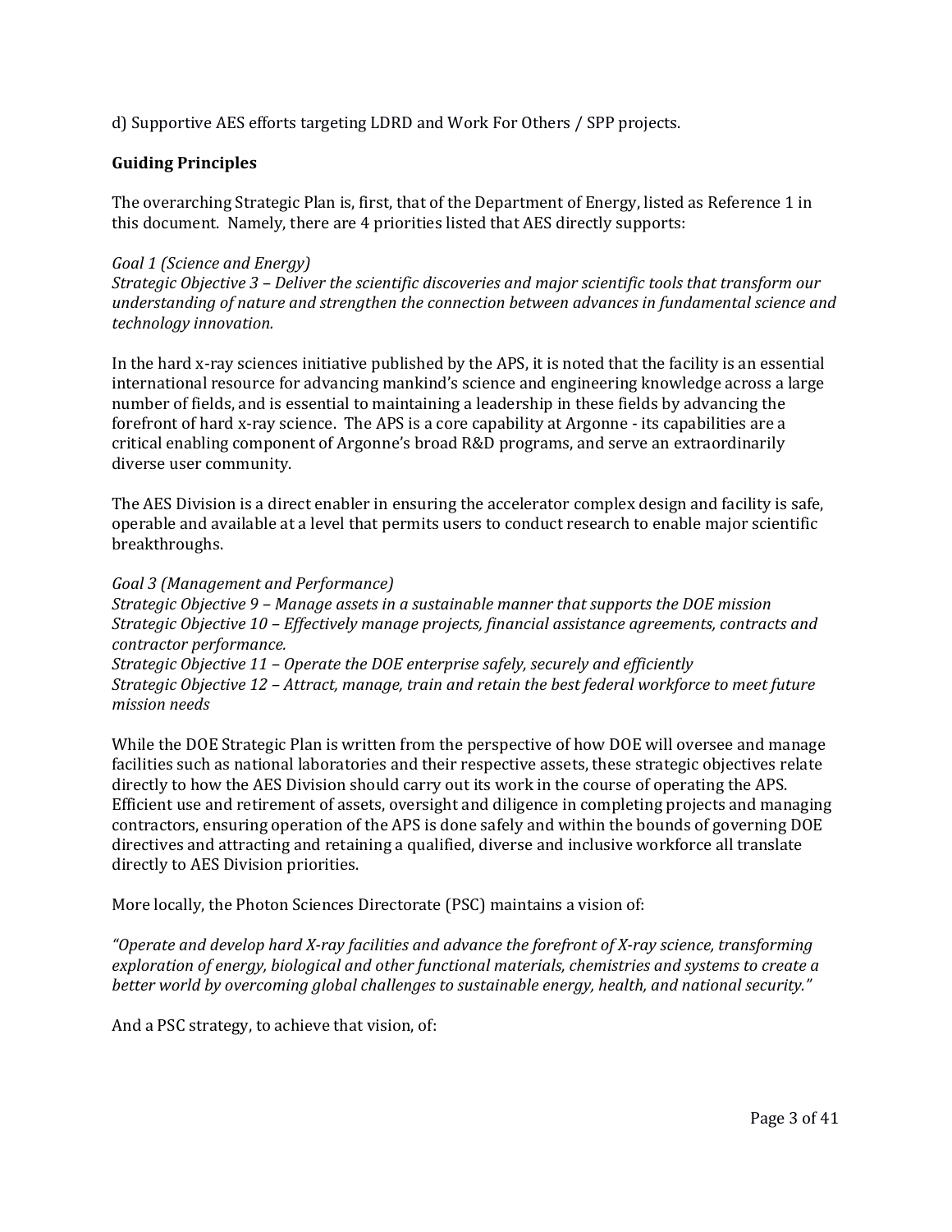d) Supportive AES efforts targeting LDRD and Work For Others / SPP projects.

**Guiding Principles**

The overarching Strategic Plan is, first, that of the Department of Energy, listed as Reference 1 in this document. Namely, there are 4 priorities listed that AES directly supports:

*Goal 1 (Science and Energy)*
*Strategic Objective 3 – Deliver the scientific discoveries and major scientific tools that transform our understanding of nature and strengthen the connection between advances in fundamental science and technology innovation.*

In the hard x-ray sciences initiative published by the APS, it is noted that the facility is an essential international resource for advancing mankind's science and engineering knowledge across a large number of fields, and is essential to maintaining a leadership in these fields by advancing the forefront of hard x-ray science. The APS is a core capability at Argonne - its capabilities are a critical enabling component of Argonne's broad R&D programs, and serve an extraordinarily diverse user community.

The AES Division is a direct enabler in ensuring the accelerator complex design and facility is safe, operable and available at a level that permits users to conduct research to enable major scientific breakthroughs.

*Goal 3 (Management and Performance)*
*Strategic Objective 9 – Manage assets in a sustainable manner that supports the DOE mission*
*Strategic Objective 10 – Effectively manage projects, financial assistance agreements, contracts and contractor performance.*
*Strategic Objective 11 – Operate the DOE enterprise safely, securely and efficiently*
*Strategic Objective 12 – Attract, manage, train and retain the best federal workforce to meet future mission needs*

While the DOE Strategic Plan is written from the perspective of how DOE will oversee and manage facilities such as national laboratories and their respective assets, these strategic objectives relate directly to how the AES Division should carry out its work in the course of operating the APS. Efficient use and retirement of assets, oversight and diligence in completing projects and managing contractors, ensuring operation of the APS is done safely and within the bounds of governing DOE directives and attracting and retaining a qualified, diverse and inclusive workforce all translate directly to AES Division priorities.

More locally, the Photon Sciences Directorate (PSC) maintains a vision of:

*"Operate and develop hard X-ray facilities and advance the forefront of X-ray science, transforming exploration of energy, biological and other functional materials, chemistries and systems to create a better world by overcoming global challenges to sustainable energy, health, and national security."*

And a PSC strategy, to achieve that vision, of: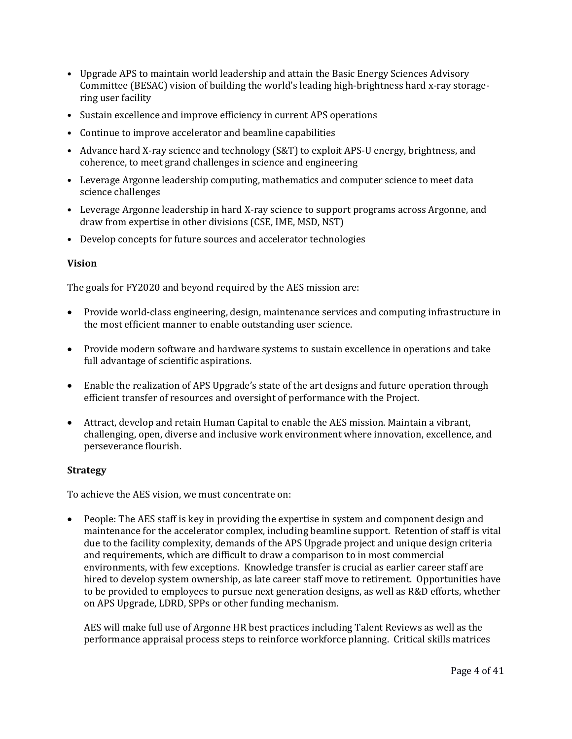- Upgrade APS to maintain world leadership and attain the Basic Energy Sciences Advisory Committee (BESAC) vision of building the world's leading high-brightness hard x-ray storage-ring user facility
- Sustain excellence and improve efficiency in current APS operations
- Continue to improve accelerator and beamline capabilities
- Advance hard X-ray science and technology (S&T) to exploit APS-U energy, brightness, and coherence, to meet grand challenges in science and engineering
- Leverage Argonne leadership computing, mathematics and computer science to meet data science challenges
- Leverage Argonne leadership in hard X-ray science to support programs across Argonne, and draw from expertise in other divisions (CSE, IME, MSD, NST)
- Develop concepts for future sources and accelerator technologies

**Vision**

The goals for FY2020 and beyond required by the AES mission are:

- Provide world-class engineering, design, maintenance services and computing infrastructure in the most efficient manner to enable outstanding user science.
- Provide modern software and hardware systems to sustain excellence in operations and take full advantage of scientific aspirations.
- Enable the realization of APS Upgrade's state of the art designs and future operation through efficient transfer of resources and oversight of performance with the Project.
- Attract, develop and retain Human Capital to enable the AES mission. Maintain a vibrant, challenging, open, diverse and inclusive work environment where innovation, excellence, and perseverance flourish.

**Strategy**

To achieve the AES vision, we must concentrate on:

- People: The AES staff is key in providing the expertise in system and component design and maintenance for the accelerator complex, including beamline support. Retention of staff is vital due to the facility complexity, demands of the APS Upgrade project and unique design criteria and requirements, which are difficult to draw a comparison to in most commercial environments, with few exceptions. Knowledge transfer is crucial as earlier career staff are hired to develop system ownership, as late career staff move to retirement. Opportunities have to be provided to employees to pursue next generation designs, as well as R&D efforts, whether on APS Upgrade, LDRD, SPPs or other funding mechanism.

  AES will make full use of Argonne HR best practices including Talent Reviews as well as the performance appraisal process steps to reinforce workforce planning. Critical skills matrices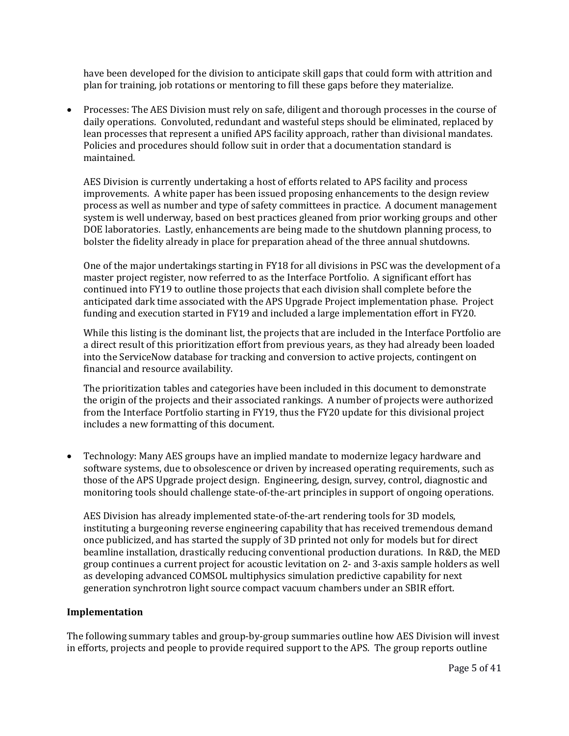have been developed for the division to anticipate skill gaps that could form with attrition and plan for training, job rotations or mentoring to fill these gaps before they materialize.

- Processes: The AES Division must rely on safe, diligent and thorough processes in the course of daily operations. Convoluted, redundant and wasteful steps should be eliminated, replaced by lean processes that represent a unified APS facility approach, rather than divisional mandates. Policies and procedures should follow suit in order that a documentation standard is maintained.

  AES Division is currently undertaking a host of efforts related to APS facility and process improvements. A white paper has been issued proposing enhancements to the design review process as well as number and type of safety committees in practice. A document management system is well underway, based on best practices gleaned from prior working groups and other DOE laboratories. Lastly, enhancements are being made to the shutdown planning process, to bolster the fidelity already in place for preparation ahead of the three annual shutdowns.

  One of the major undertakings starting in FY18 for all divisions in PSC was the development of a master project register, now referred to as the Interface Portfolio. A significant effort has continued into FY19 to outline those projects that each division shall complete before the anticipated dark time associated with the APS Upgrade Project implementation phase. Project funding and execution started in FY19 and included a large implementation effort in FY20.

  While this listing is the dominant list, the projects that are included in the Interface Portfolio are a direct result of this prioritization effort from previous years, as they had already been loaded into the ServiceNow database for tracking and conversion to active projects, contingent on financial and resource availability.

  The prioritization tables and categories have been included in this document to demonstrate the origin of the projects and their associated rankings. A number of projects were authorized from the Interface Portfolio starting in FY19, thus the FY20 update for this divisional project includes a new formatting of this document.

- Technology: Many AES groups have an implied mandate to modernize legacy hardware and software systems, due to obsolescence or driven by increased operating requirements, such as those of the APS Upgrade project design. Engineering, design, survey, control, diagnostic and monitoring tools should challenge state-of-the-art principles in support of ongoing operations.

  AES Division has already implemented state-of-the-art rendering tools for 3D models, instituting a burgeoning reverse engineering capability that has received tremendous demand once publicized, and has started the supply of 3D printed not only for models but for direct beamline installation, drastically reducing conventional production durations. In R&D, the MED group continues a current project for acoustic levitation on 2- and 3-axis sample holders as well as developing advanced COMSOL multiphysics simulation predictive capability for next generation synchrotron light source compact vacuum chambers under an SBIR effort.

**Implementation**

The following summary tables and group-by-group summaries outline how AES Division will invest in efforts, projects and people to provide required support to the APS. The group reports outline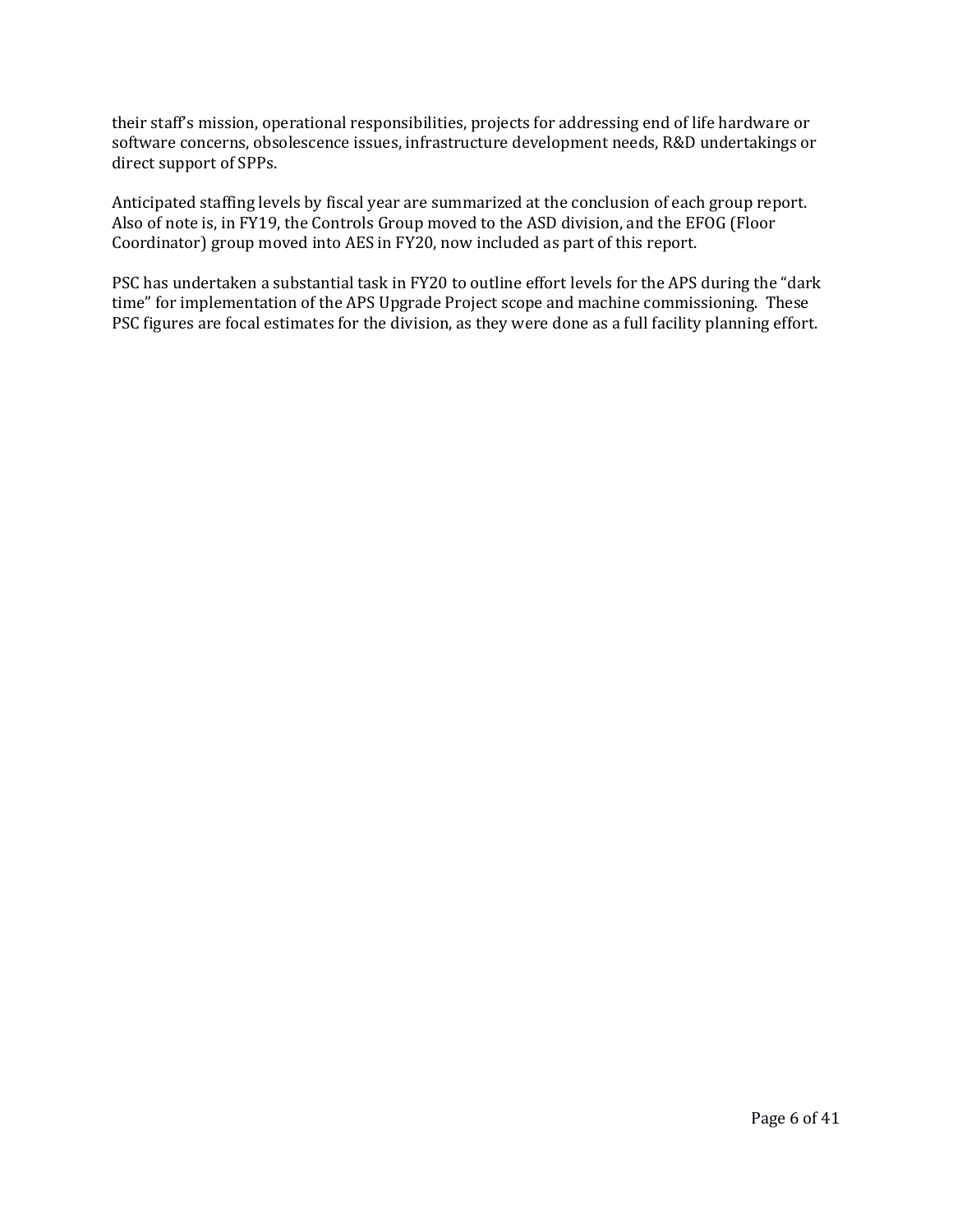their staff's mission, operational responsibilities, projects for addressing end of life hardware or software concerns, obsolescence issues, infrastructure development needs, R&D undertakings or direct support of SPPs.

Anticipated staffing levels by fiscal year are summarized at the conclusion of each group report. Also of note is, in FY19, the Controls Group moved to the ASD division, and the EFOG (Floor Coordinator) group moved into AES in FY20, now included as part of this report.

PSC has undertaken a substantial task in FY20 to outline effort levels for the APS during the "dark time" for implementation of the APS Upgrade Project scope and machine commissioning. These PSC figures are focal estimates for the division, as they were done as a full facility planning effort.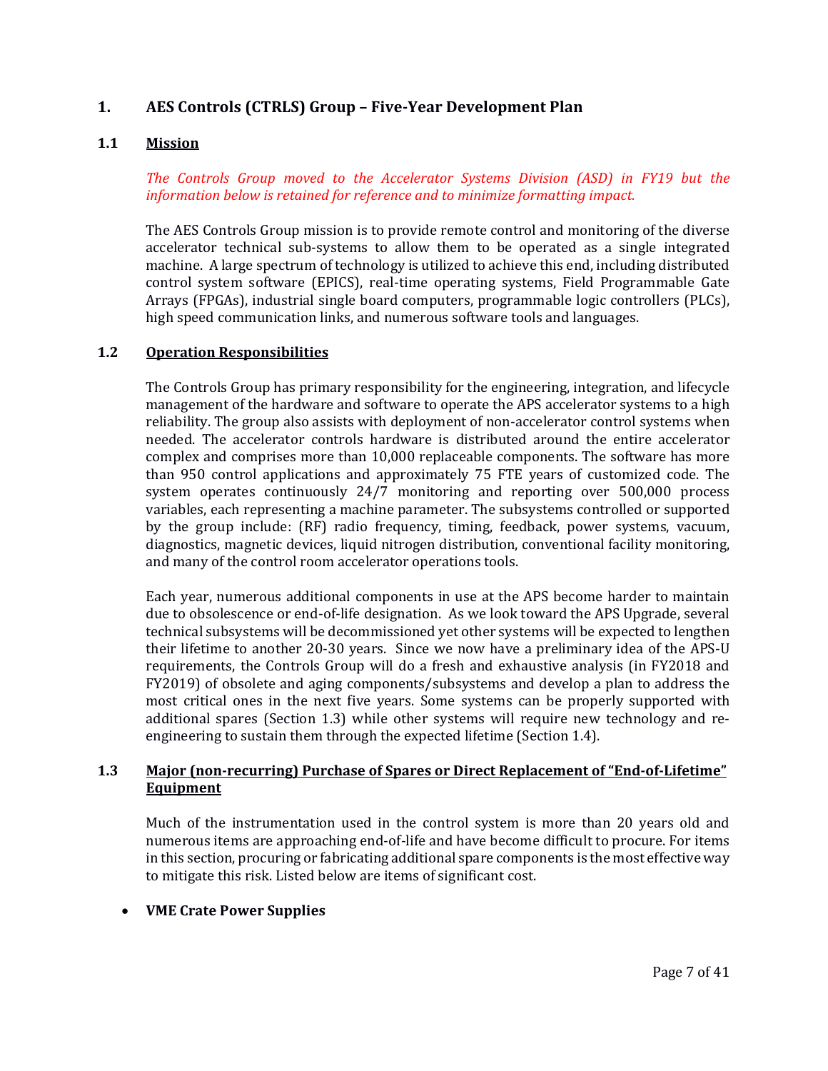# 1. AES Controls (CTRLS) Group – Five-Year Development Plan

## 1.1 Mission

*The Controls Group moved to the Accelerator Systems Division (ASD) in FY19 but the information below is retained for reference and to minimize formatting impact.*

The AES Controls Group mission is to provide remote control and monitoring of the diverse accelerator technical sub-systems to allow them to be operated as a single integrated machine. A large spectrum of technology is utilized to achieve this end, including distributed control system software (EPICS), real-time operating systems, Field Programmable Gate Arrays (FPGAs), industrial single board computers, programmable logic controllers (PLCs), high speed communication links, and numerous software tools and languages.

## 1.2 Operation Responsibilities

The Controls Group has primary responsibility for the engineering, integration, and lifecycle management of the hardware and software to operate the APS accelerator systems to a high reliability. The group also assists with deployment of non-accelerator control systems when needed. The accelerator controls hardware is distributed around the entire accelerator complex and comprises more than 10,000 replaceable components. The software has more than 950 control applications and approximately 75 FTE years of customized code. The system operates continuously 24/7 monitoring and reporting over 500,000 process variables, each representing a machine parameter. The subsystems controlled or supported by the group include: (RF) radio frequency, timing, feedback, power systems, vacuum, diagnostics, magnetic devices, liquid nitrogen distribution, conventional facility monitoring, and many of the control room accelerator operations tools.

Each year, numerous additional components in use at the APS become harder to maintain due to obsolescence or end-of-life designation. As we look toward the APS Upgrade, several technical subsystems will be decommissioned yet other systems will be expected to lengthen their lifetime to another 20-30 years. Since we now have a preliminary idea of the APS-U requirements, the Controls Group will do a fresh and exhaustive analysis (in FY2018 and FY2019) of obsolete and aging components/subsystems and develop a plan to address the most critical ones in the next five years. Some systems can be properly supported with additional spares (Section 1.3) while other systems will require new technology and re-engineering to sustain them through the expected lifetime (Section 1.4).

## 1.3 Major (non-recurring) Purchase of Spares or Direct Replacement of "End-of-Lifetime" Equipment

Much of the instrumentation used in the control system is more than 20 years old and numerous items are approaching end-of-life and have become difficult to procure. For items in this section, procuring or fabricating additional spare components is the most effective way to mitigate this risk. Listed below are items of significant cost.

- **VME Crate Power Supplies**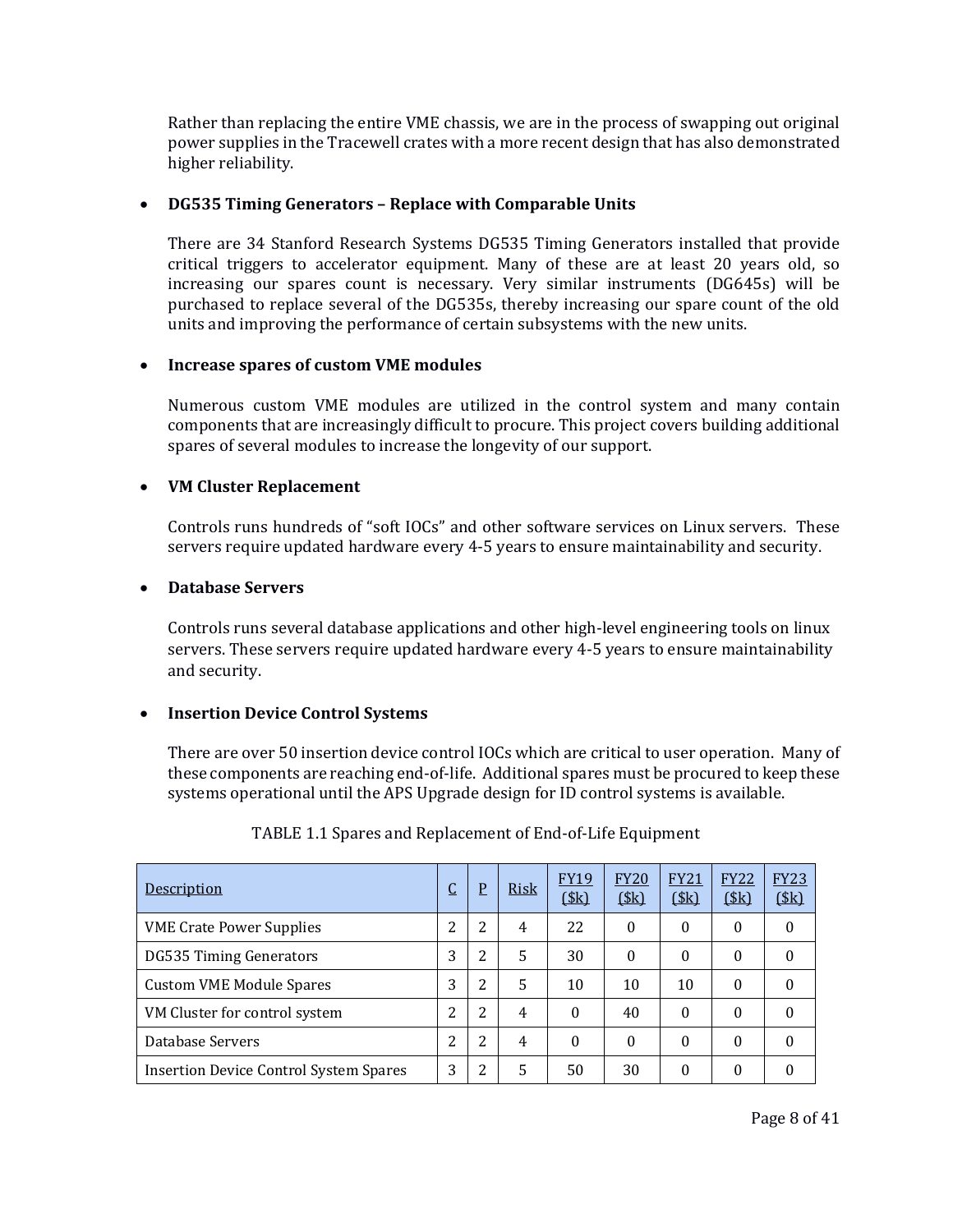Rather than replacing the entire VME chassis, we are in the process of swapping out original power supplies in the Tracewell crates with a more recent design that has also demonstrated higher reliability.

- **DG535 Timing Generators – Replace with Comparable Units**

  There are 34 Stanford Research Systems DG535 Timing Generators installed that provide critical triggers to accelerator equipment. Many of these are at least 20 years old, so increasing our spares count is necessary. Very similar instruments (DG645s) will be purchased to replace several of the DG535s, thereby increasing our spare count of the old units and improving the performance of certain subsystems with the new units.

- **Increase spares of custom VME modules**

  Numerous custom VME modules are utilized in the control system and many contain components that are increasingly difficult to procure. This project covers building additional spares of several modules to increase the longevity of our support.

- **VM Cluster Replacement**

  Controls runs hundreds of "soft IOCs" and other software services on Linux servers. These servers require updated hardware every 4-5 years to ensure maintainability and security.

- **Database Servers**

  Controls runs several database applications and other high-level engineering tools on linux servers. These servers require updated hardware every 4-5 years to ensure maintainability and security.

- **Insertion Device Control Systems**

  There are over 50 insertion device control IOCs which are critical to user operation. Many of these components are reaching end-of-life. Additional spares must be procured to keep these systems operational until the APS Upgrade design for ID control systems is available.

TABLE 1.1 Spares and Replacement of End-of-Life Equipment

| Description | C | P | Risk | FY19 ($k) | FY20 ($k) | FY21 ($k) | FY22 ($k) | FY23 ($k) |
|---|---|---|---|---|---|---|---|---|
| VME Crate Power Supplies | 2 | 2 | 4 | 22 | 0 | 0 | 0 | 0 |
| DG535 Timing Generators | 3 | 2 | 5 | 30 | 0 | 0 | 0 | 0 |
| Custom VME Module Spares | 3 | 2 | 5 | 10 | 10 | 10 | 0 | 0 |
| VM Cluster for control system | 2 | 2 | 4 | 0 | 40 | 0 | 0 | 0 |
| Database Servers | 2 | 2 | 4 | 0 | 0 | 0 | 0 | 0 |
| Insertion Device Control System Spares | 3 | 2 | 5 | 50 | 30 | 0 | 0 | 0 |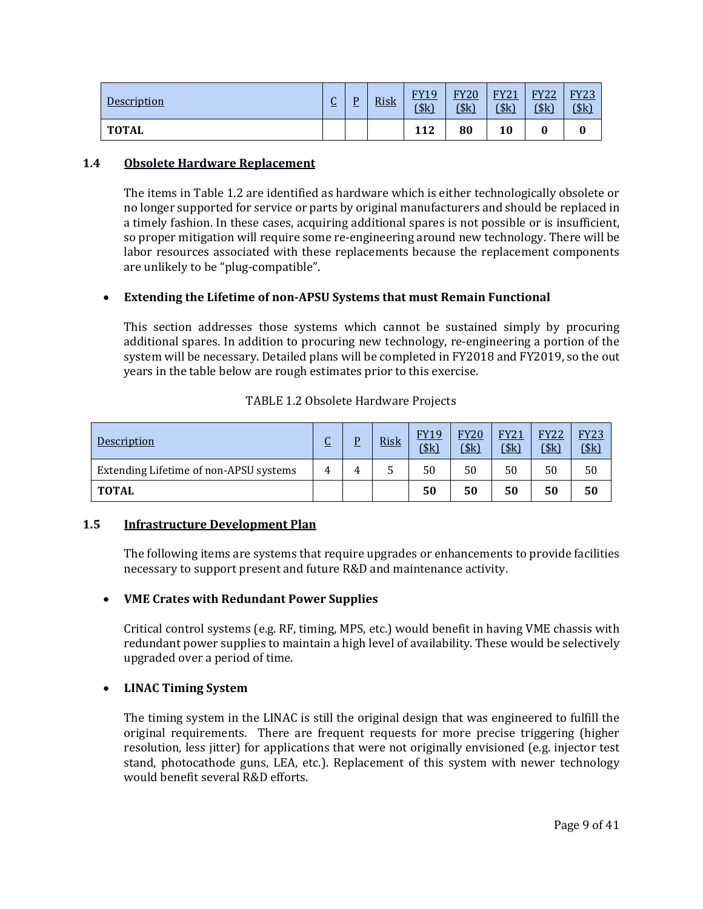| Description | C | P | Risk | FY19 ($k) | FY20 ($k) | FY21 ($k) | FY22 ($k) | FY23 ($k) |
|---|---|---|---|---|---|---|---|---|
| **TOTAL** | | | | **112** | **80** | **10** | **0** | **0** |

### 1.4 Obsolete Hardware Replacement

The items in Table 1.2 are identified as hardware which is either technologically obsolete or no longer supported for service or parts by original manufacturers and should be replaced in a timely fashion. In these cases, acquiring additional spares is not possible or is insufficient, so proper mitigation will require some re-engineering around new technology. There will be labor resources associated with these replacements because the replacement components are unlikely to be "plug-compatible".

- **Extending the Lifetime of non-APSU Systems that must Remain Functional**

  This section addresses those systems which cannot be sustained simply by procuring additional spares. In addition to procuring new technology, re-engineering a portion of the system will be necessary. Detailed plans will be completed in FY2018 and FY2019, so the out years in the table below are rough estimates prior to this exercise.

TABLE 1.2 Obsolete Hardware Projects

| Description | C | P | Risk | FY19 ($k) | FY20 ($k) | FY21 ($k) | FY22 ($k) | FY23 ($k) |
|---|---|---|---|---|---|---|---|---|
| Extending Lifetime of non-APSU systems | 4 | 4 | 5 | 50 | 50 | 50 | 50 | 50 |
| **TOTAL** | | | | **50** | **50** | **50** | **50** | **50** |

### 1.5 Infrastructure Development Plan

The following items are systems that require upgrades or enhancements to provide facilities necessary to support present and future R&D and maintenance activity.

- **VME Crates with Redundant Power Supplies**

  Critical control systems (e.g. RF, timing, MPS, etc.) would benefit in having VME chassis with redundant power supplies to maintain a high level of availability. These would be selectively upgraded over a period of time.

- **LINAC Timing System**

  The timing system in the LINAC is still the original design that was engineered to fulfill the original requirements. There are frequent requests for more precise triggering (higher resolution, less jitter) for applications that were not originally envisioned (e.g. injector test stand, photocathode guns, LEA, etc.). Replacement of this system with newer technology would benefit several R&D efforts.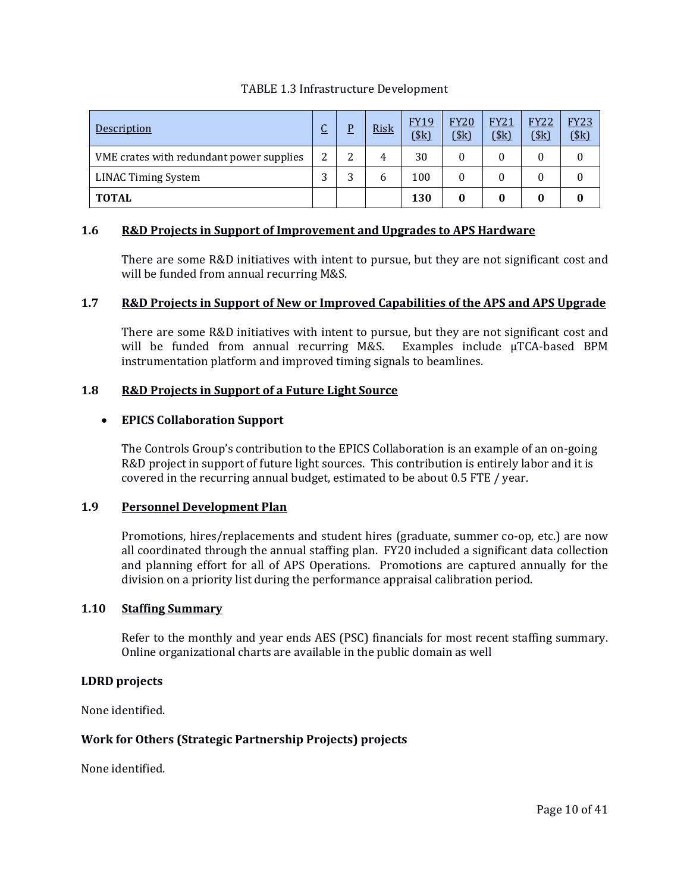TABLE 1.3 Infrastructure Development

| Description | C | P | Risk | FY19 ($k) | FY20 ($k) | FY21 ($k) | FY22 ($k) | FY23 ($k) |
|---|---|---|---|---|---|---|---|---|
| VME crates with redundant power supplies | 2 | 2 | 4 | 30 | 0 | 0 | 0 | 0 |
| LINAC Timing System | 3 | 3 | 6 | 100 | 0 | 0 | 0 | 0 |
| **TOTAL** | | | | **130** | **0** | **0** | **0** | **0** |

## 1.6 R&D Projects in Support of Improvement and Upgrades to APS Hardware

There are some R&D initiatives with intent to pursue, but they are not significant cost and will be funded from annual recurring M&S.

## 1.7 R&D Projects in Support of New or Improved Capabilities of the APS and APS Upgrade

There are some R&D initiatives with intent to pursue, but they are not significant cost and will be funded from annual recurring M&S. Examples include μTCA-based BPM instrumentation platform and improved timing signals to beamlines.

## 1.8 R&D Projects in Support of a Future Light Source

- **EPICS Collaboration Support**

The Controls Group's contribution to the EPICS Collaboration is an example of an on-going R&D project in support of future light sources. This contribution is entirely labor and it is covered in the recurring annual budget, estimated to be about 0.5 FTE / year.

## 1.9 Personnel Development Plan

Promotions, hires/replacements and student hires (graduate, summer co-op, etc.) are now all coordinated through the annual staffing plan. FY20 included a significant data collection and planning effort for all of APS Operations. Promotions are captured annually for the division on a priority list during the performance appraisal calibration period.

## 1.10 Staffing Summary

Refer to the monthly and year ends AES (PSC) financials for most recent staffing summary. Online organizational charts are available in the public domain as well

**LDRD projects**

None identified.

**Work for Others (Strategic Partnership Projects) projects**

None identified.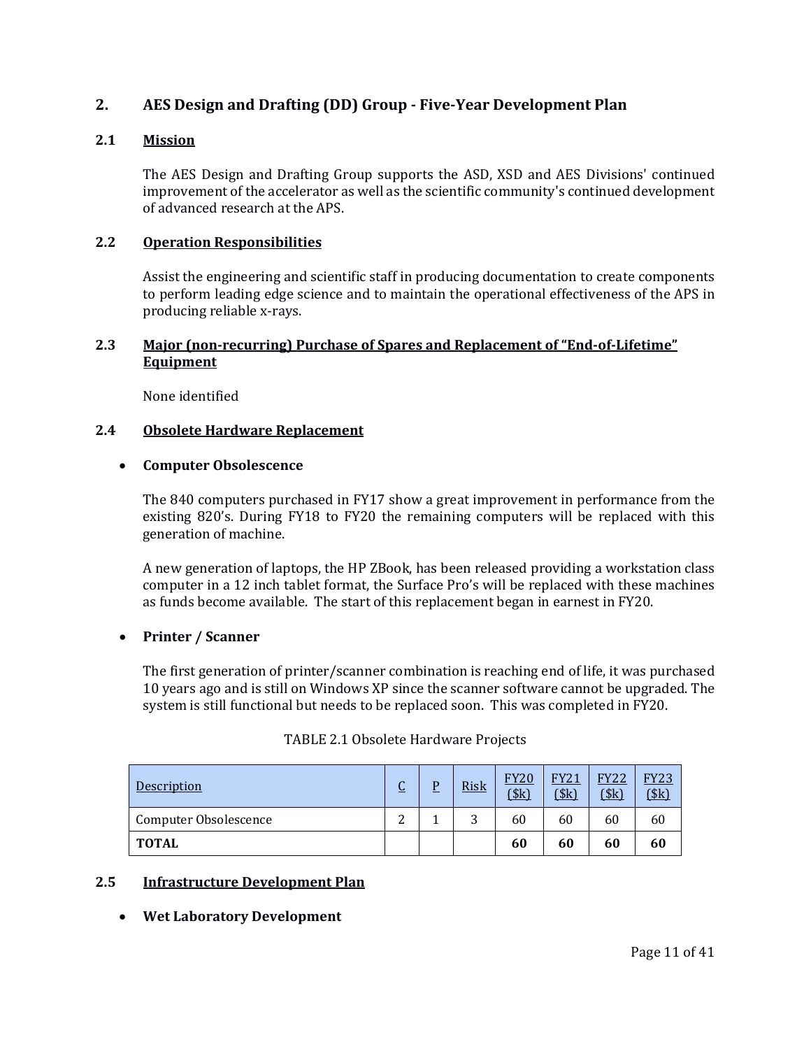## 2. AES Design and Drafting (DD) Group - Five-Year Development Plan

### 2.1 Mission

The AES Design and Drafting Group supports the ASD, XSD and AES Divisions' continued improvement of the accelerator as well as the scientific community's continued development of advanced research at the APS.

### 2.2 Operation Responsibilities

Assist the engineering and scientific staff in producing documentation to create components to perform leading edge science and to maintain the operational effectiveness of the APS in producing reliable x-rays.

### 2.3 Major (non-recurring) Purchase of Spares and Replacement of "End-of-Lifetime" Equipment

None identified

### 2.4 Obsolete Hardware Replacement

- **Computer Obsolescence**

The 840 computers purchased in FY17 show a great improvement in performance from the existing 820's. During FY18 to FY20 the remaining computers will be replaced with this generation of machine.

A new generation of laptops, the HP ZBook, has been released providing a workstation class computer in a 12 inch tablet format, the Surface Pro's will be replaced with these machines as funds become available. The start of this replacement began in earnest in FY20.

- **Printer / Scanner**

The first generation of printer/scanner combination is reaching end of life, it was purchased 10 years ago and is still on Windows XP since the scanner software cannot be upgraded. The system is still functional but needs to be replaced soon. This was completed in FY20.

TABLE 2.1 Obsolete Hardware Projects

| Description | C | P | Risk | FY20 ($k) | FY21 ($k) | FY22 ($k) | FY23 ($k) |
|---|---|---|---|---|---|---|---|
| Computer Obsolescence | 2 | 1 | 3 | 60 | 60 | 60 | 60 |
| **TOTAL** | | | | **60** | **60** | **60** | **60** |

### 2.5 Infrastructure Development Plan

- **Wet Laboratory Development**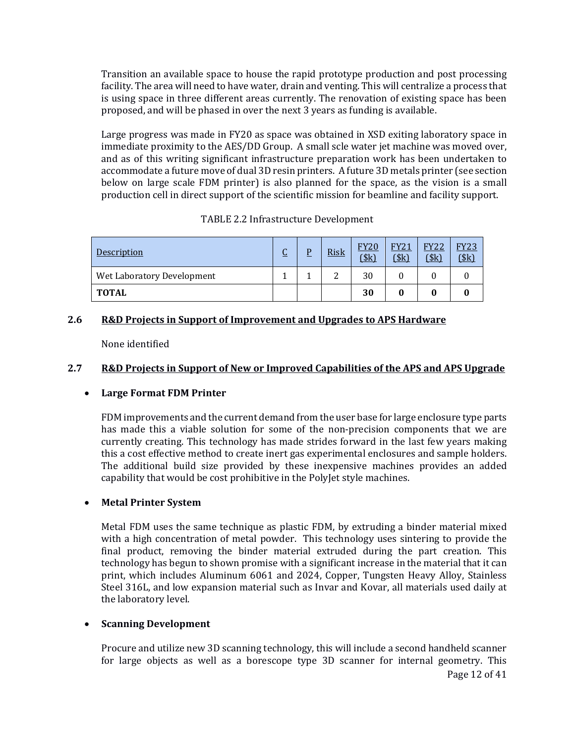Transition an available space to house the rapid prototype production and post processing facility. The area will need to have water, drain and venting. This will centralize a process that is using space in three different areas currently. The renovation of existing space has been proposed, and will be phased in over the next 3 years as funding is available.

Large progress was made in FY20 as space was obtained in XSD exiting laboratory space in immediate proximity to the AES/DD Group. A small scle water jet machine was moved over, and as of this writing significant infrastructure preparation work has been undertaken to accommodate a future move of dual 3D resin printers. A future 3D metals printer (see section below on large scale FDM printer) is also planned for the space, as the vision is a small production cell in direct support of the scientific mission for beamline and facility support.

TABLE 2.2 Infrastructure Development

| Description | C | P | Risk | FY20 ($k) | FY21 ($k) | FY22 ($k) | FY23 ($k) |
|---|---|---|---|---|---|---|---|
| Wet Laboratory Development | 1 | 1 | 2 | 30 | 0 | 0 | 0 |
| **TOTAL** | | | | **30** | **0** | **0** | **0** |

## 2.6 R&D Projects in Support of Improvement and Upgrades to APS Hardware

None identified

## 2.7 R&D Projects in Support of New or Improved Capabilities of the APS and APS Upgrade

- **Large Format FDM Printer**

  FDM improvements and the current demand from the user base for large enclosure type parts has made this a viable solution for some of the non-precision components that we are currently creating. This technology has made strides forward in the last few years making this a cost effective method to create inert gas experimental enclosures and sample holders. The additional build size provided by these inexpensive machines provides an added capability that would be cost prohibitive in the PolyJet style machines.

- **Metal Printer System**

  Metal FDM uses the same technique as plastic FDM, by extruding a binder material mixed with a high concentration of metal powder. This technology uses sintering to provide the final product, removing the binder material extruded during the part creation. This technology has begun to shown promise with a significant increase in the material that it can print, which includes Aluminum 6061 and 2024, Copper, Tungsten Heavy Alloy, Stainless Steel 316L, and low expansion material such as Invar and Kovar, all materials used daily at the laboratory level.

- **Scanning Development**

  Procure and utilize new 3D scanning technology, this will include a second handheld scanner for large objects as well as a borescope type 3D scanner for internal geometry. This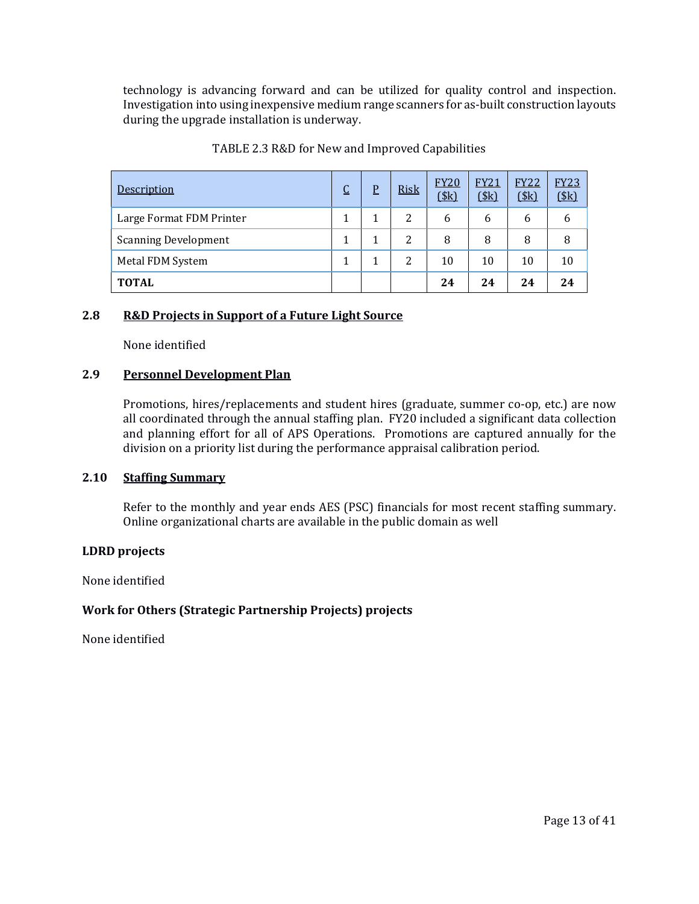technology is advancing forward and can be utilized for quality control and inspection. Investigation into using inexpensive medium range scanners for as-built construction layouts during the upgrade installation is underway.

TABLE 2.3 R&D for New and Improved Capabilities

| Description | C | P | Risk | FY20 ($k) | FY21 ($k) | FY22 ($k) | FY23 ($k) |
|---|---|---|---|---|---|---|---|
| Large Format FDM Printer | 1 | 1 | 2 | 6 | 6 | 6 | 6 |
| Scanning Development | 1 | 1 | 2 | 8 | 8 | 8 | 8 |
| Metal FDM System | 1 | 1 | 2 | 10 | 10 | 10 | 10 |
| **TOTAL** | | | | **24** | **24** | **24** | **24** |

## 2.8 R&D Projects in Support of a Future Light Source

None identified

## 2.9 Personnel Development Plan

Promotions, hires/replacements and student hires (graduate, summer co-op, etc.) are now all coordinated through the annual staffing plan. FY20 included a significant data collection and planning effort for all of APS Operations. Promotions are captured annually for the division on a priority list during the performance appraisal calibration period.

## 2.10 Staffing Summary

Refer to the monthly and year ends AES (PSC) financials for most recent staffing summary. Online organizational charts are available in the public domain as well

**LDRD projects**

None identified

**Work for Others (Strategic Partnership Projects) projects**

None identified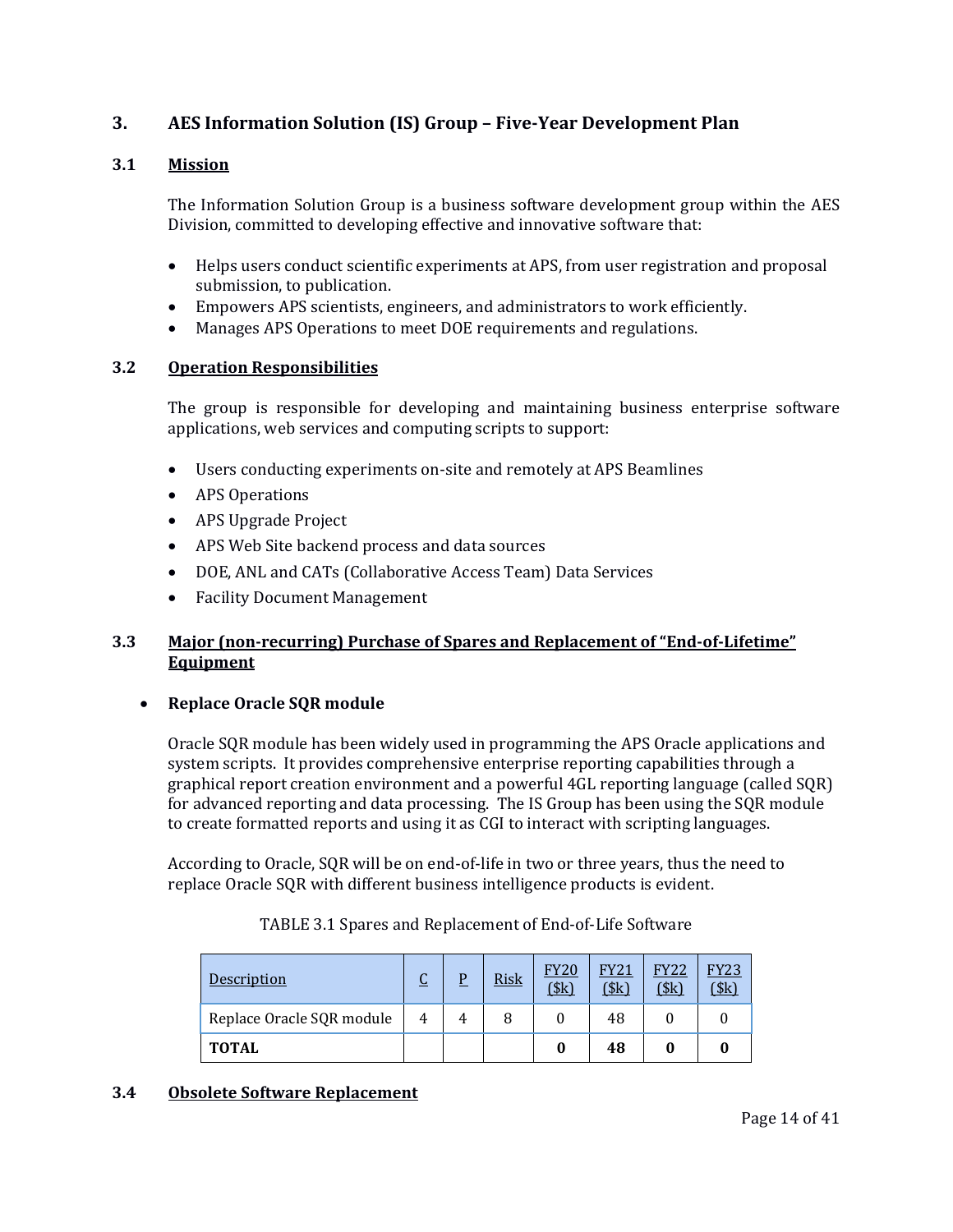## 3. AES Information Solution (IS) Group – Five-Year Development Plan

### 3.1 Mission

The Information Solution Group is a business software development group within the AES Division, committed to developing effective and innovative software that:

- Helps users conduct scientific experiments at APS, from user registration and proposal submission, to publication.
- Empowers APS scientists, engineers, and administrators to work efficiently.
- Manages APS Operations to meet DOE requirements and regulations.

### 3.2 Operation Responsibilities

The group is responsible for developing and maintaining business enterprise software applications, web services and computing scripts to support:

- Users conducting experiments on-site and remotely at APS Beamlines
- APS Operations
- APS Upgrade Project
- APS Web Site backend process and data sources
- DOE, ANL and CATs (Collaborative Access Team) Data Services
- Facility Document Management

### 3.3 Major (non-recurring) Purchase of Spares and Replacement of "End-of-Lifetime" Equipment

- **Replace Oracle SQR module**

Oracle SQR module has been widely used in programming the APS Oracle applications and system scripts. It provides comprehensive enterprise reporting capabilities through a graphical report creation environment and a powerful 4GL reporting language (called SQR) for advanced reporting and data processing. The IS Group has been using the SQR module to create formatted reports and using it as CGI to interact with scripting languages.

According to Oracle, SQR will be on end-of-life in two or three years, thus the need to replace Oracle SQR with different business intelligence products is evident.

TABLE 3.1 Spares and Replacement of End-of-Life Software

| Description | C | P | Risk | FY20 ($k) | FY21 ($k) | FY22 ($k) | FY23 ($k) |
|---|---|---|---|---|---|---|---|
| Replace Oracle SQR module | 4 | 4 | 8 | 0 | 48 | 0 | 0 |
| **TOTAL** | | | | **0** | **48** | **0** | **0** |

### 3.4 Obsolete Software Replacement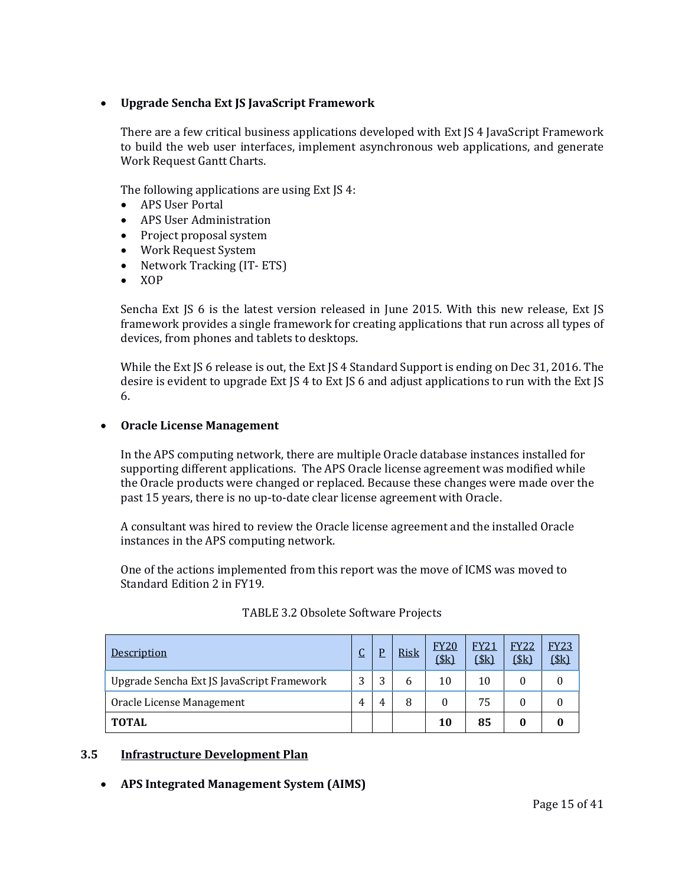- **Upgrade Sencha Ext JS JavaScript Framework**

  There are a few critical business applications developed with Ext JS 4 JavaScript Framework to build the web user interfaces, implement asynchronous web applications, and generate Work Request Gantt Charts.

  The following applications are using Ext JS 4:
  - APS User Portal
  - APS User Administration
  - Project proposal system
  - Work Request System
  - Network Tracking (IT- ETS)
  - XOP

  Sencha Ext JS 6 is the latest version released in June 2015. With this new release, Ext JS framework provides a single framework for creating applications that run across all types of devices, from phones and tablets to desktops.

  While the Ext JS 6 release is out, the Ext JS 4 Standard Support is ending on Dec 31, 2016. The desire is evident to upgrade Ext JS 4 to Ext JS 6 and adjust applications to run with the Ext JS 6.

- **Oracle License Management**

  In the APS computing network, there are multiple Oracle database instances installed for supporting different applications. The APS Oracle license agreement was modified while the Oracle products were changed or replaced. Because these changes were made over the past 15 years, there is no up-to-date clear license agreement with Oracle.

  A consultant was hired to review the Oracle license agreement and the installed Oracle instances in the APS computing network.

  One of the actions implemented from this report was the move of ICMS was moved to Standard Edition 2 in FY19.

TABLE 3.2 Obsolete Software Projects

| Description | C | P | Risk | FY20 ($k) | FY21 ($k) | FY22 ($k) | FY23 ($k) |
|---|---|---|---|---|---|---|---|
| Upgrade Sencha Ext JS JavaScript Framework | 3 | 3 | 6 | 10 | 10 | 0 | 0 |
| Oracle License Management | 4 | 4 | 8 | 0 | 75 | 0 | 0 |
| **TOTAL** | | | | **10** | **85** | **0** | **0** |

## 3.5 Infrastructure Development Plan

- **APS Integrated Management System (AIMS)**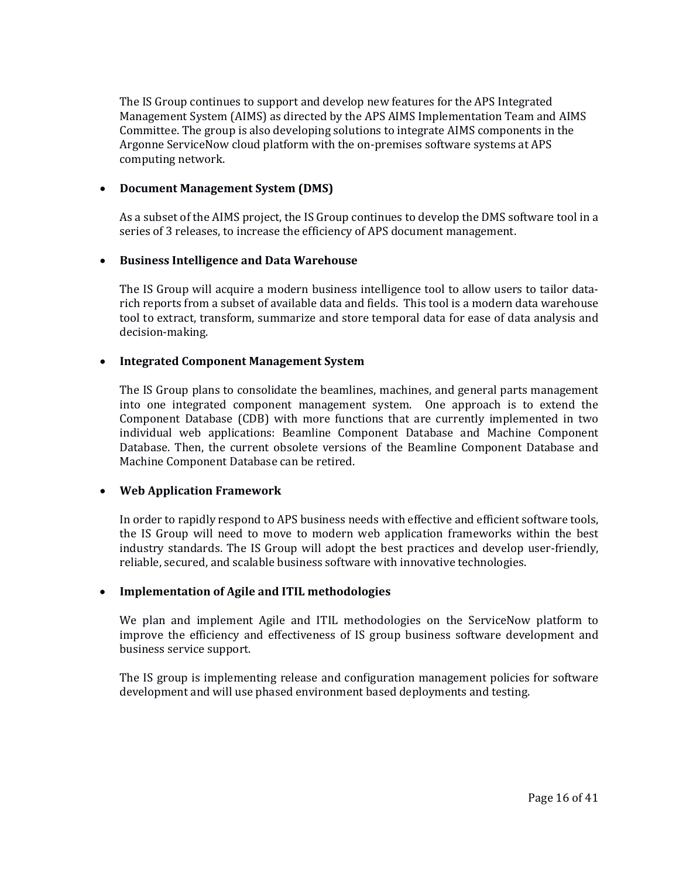The IS Group continues to support and develop new features for the APS Integrated Management System (AIMS) as directed by the APS AIMS Implementation Team and AIMS Committee. The group is also developing solutions to integrate AIMS components in the Argonne ServiceNow cloud platform with the on-premises software systems at APS computing network.

- **Document Management System (DMS)**

  As a subset of the AIMS project, the IS Group continues to develop the DMS software tool in a series of 3 releases, to increase the efficiency of APS document management.

- **Business Intelligence and Data Warehouse**

  The IS Group will acquire a modern business intelligence tool to allow users to tailor data-rich reports from a subset of available data and fields. This tool is a modern data warehouse tool to extract, transform, summarize and store temporal data for ease of data analysis and decision-making.

- **Integrated Component Management System**

  The IS Group plans to consolidate the beamlines, machines, and general parts management into one integrated component management system. One approach is to extend the Component Database (CDB) with more functions that are currently implemented in two individual web applications: Beamline Component Database and Machine Component Database. Then, the current obsolete versions of the Beamline Component Database and Machine Component Database can be retired.

- **Web Application Framework**

  In order to rapidly respond to APS business needs with effective and efficient software tools, the IS Group will need to move to modern web application frameworks within the best industry standards. The IS Group will adopt the best practices and develop user-friendly, reliable, secured, and scalable business software with innovative technologies.

- **Implementation of Agile and ITIL methodologies**

  We plan and implement Agile and ITIL methodologies on the ServiceNow platform to improve the efficiency and effectiveness of IS group business software development and business service support.

  The IS group is implementing release and configuration management policies for software development and will use phased environment based deployments and testing.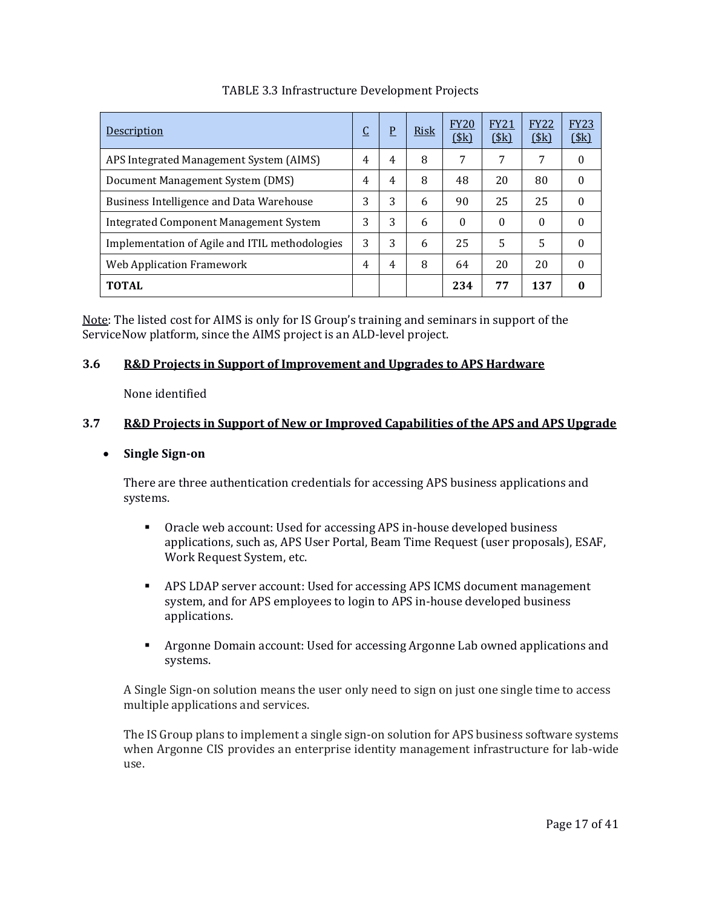TABLE 3.3 Infrastructure Development Projects

| Description | C | P | Risk | FY20 ($k) | FY21 ($k) | FY22 ($k) | FY23 ($k) |
|---|---|---|---|---|---|---|---|
| APS Integrated Management System (AIMS) | 4 | 4 | 8 | 7 | 7 | 7 | 0 |
| Document Management System (DMS) | 4 | 4 | 8 | 48 | 20 | 80 | 0 |
| Business Intelligence and Data Warehouse | 3 | 3 | 6 | 90 | 25 | 25 | 0 |
| Integrated Component Management System | 3 | 3 | 6 | 0 | 0 | 0 | 0 |
| Implementation of Agile and ITIL methodologies | 3 | 3 | 6 | 25 | 5 | 5 | 0 |
| Web Application Framework | 4 | 4 | 8 | 64 | 20 | 20 | 0 |
| **TOTAL** | | | | **234** | **77** | **137** | **0** |

Note: The listed cost for AIMS is only for IS Group's training and seminars in support of the ServiceNow platform, since the AIMS project is an ALD-level project.

### 3.6 R&D Projects in Support of Improvement and Upgrades to APS Hardware

None identified

### 3.7 R&D Projects in Support of New or Improved Capabilities of the APS and APS Upgrade

- **Single Sign-on**

  There are three authentication credentials for accessing APS business applications and systems.

  - Oracle web account: Used for accessing APS in-house developed business applications, such as, APS User Portal, Beam Time Request (user proposals), ESAF, Work Request System, etc.
  - APS LDAP server account: Used for accessing APS ICMS document management system, and for APS employees to login to APS in-house developed business applications.
  - Argonne Domain account: Used for accessing Argonne Lab owned applications and systems.

  A Single Sign-on solution means the user only need to sign on just one single time to access multiple applications and services.

  The IS Group plans to implement a single sign-on solution for APS business software systems when Argonne CIS provides an enterprise identity management infrastructure for lab-wide use.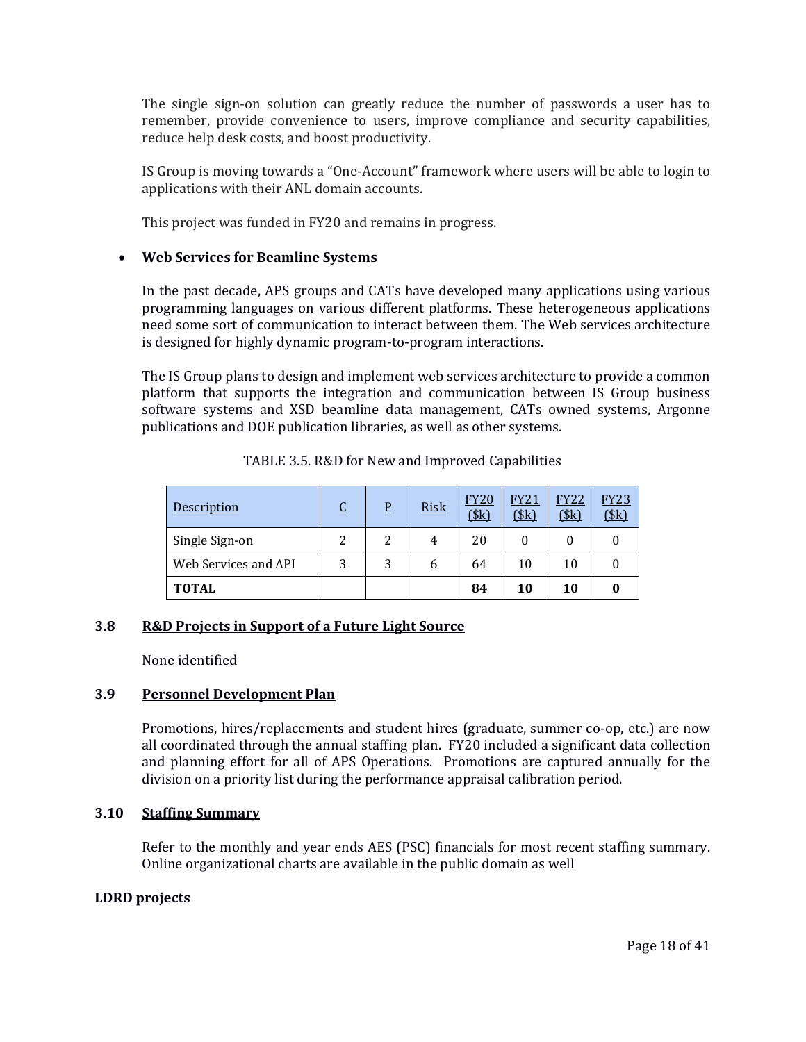The single sign-on solution can greatly reduce the number of passwords a user has to remember, provide convenience to users, improve compliance and security capabilities, reduce help desk costs, and boost productivity.

IS Group is moving towards a "One-Account" framework where users will be able to login to applications with their ANL domain accounts.

This project was funded in FY20 and remains in progress.

- **Web Services for Beamline Systems**

  In the past decade, APS groups and CATs have developed many applications using various programming languages on various different platforms. These heterogeneous applications need some sort of communication to interact between them. The Web services architecture is designed for highly dynamic program-to-program interactions.

  The IS Group plans to design and implement web services architecture to provide a common platform that supports the integration and communication between IS Group business software systems and XSD beamline data management, CATs owned systems, Argonne publications and DOE publication libraries, as well as other systems.

TABLE 3.5. R&D for New and Improved Capabilities

| Description | C | P | Risk | FY20 ($k) | FY21 ($k) | FY22 ($k) | FY23 ($k) |
|---|---|---|---|---|---|---|---|
| Single Sign-on | 2 | 2 | 4 | 20 | 0 | 0 | 0 |
| Web Services and API | 3 | 3 | 6 | 64 | 10 | 10 | 0 |
| **TOTAL** | | | | **84** | **10** | **10** | **0** |

### 3.8 R&D Projects in Support of a Future Light Source

None identified

### 3.9 Personnel Development Plan

Promotions, hires/replacements and student hires (graduate, summer co-op, etc.) are now all coordinated through the annual staffing plan. FY20 included a significant data collection and planning effort for all of APS Operations. Promotions are captured annually for the division on a priority list during the performance appraisal calibration period.

### 3.10 Staffing Summary

Refer to the monthly and year ends AES (PSC) financials for most recent staffing summary. Online organizational charts are available in the public domain as well

**LDRD projects**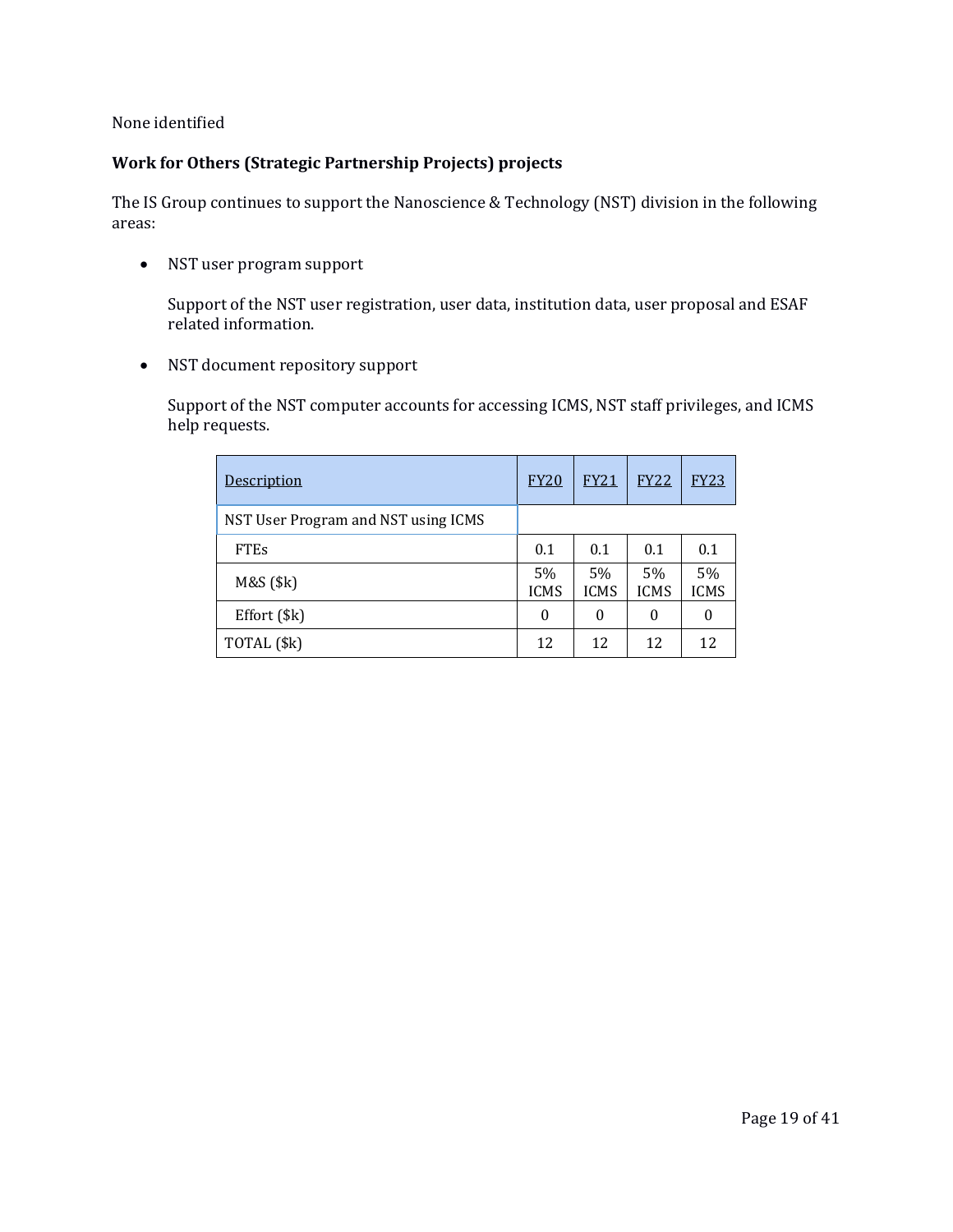None identified

**Work for Others (Strategic Partnership Projects) projects**

The IS Group continues to support the Nanoscience & Technology (NST) division in the following areas:

- NST user program support

  Support of the NST user registration, user data, institution data, user proposal and ESAF related information.

- NST document repository support

  Support of the NST computer accounts for accessing ICMS, NST staff privileges, and ICMS help requests.

| Description | FY20 | FY21 | FY22 | FY23 |
|---|---|---|---|---|
| NST User Program and NST using ICMS | | | | |
| FTEs | 0.1 | 0.1 | 0.1 | 0.1 |
| M&S ($k) | 5% ICMS | 5% ICMS | 5% ICMS | 5% ICMS |
| Effort ($k) | 0 | 0 | 0 | 0 |
| TOTAL ($k) | 12 | 12 | 12 | 12 |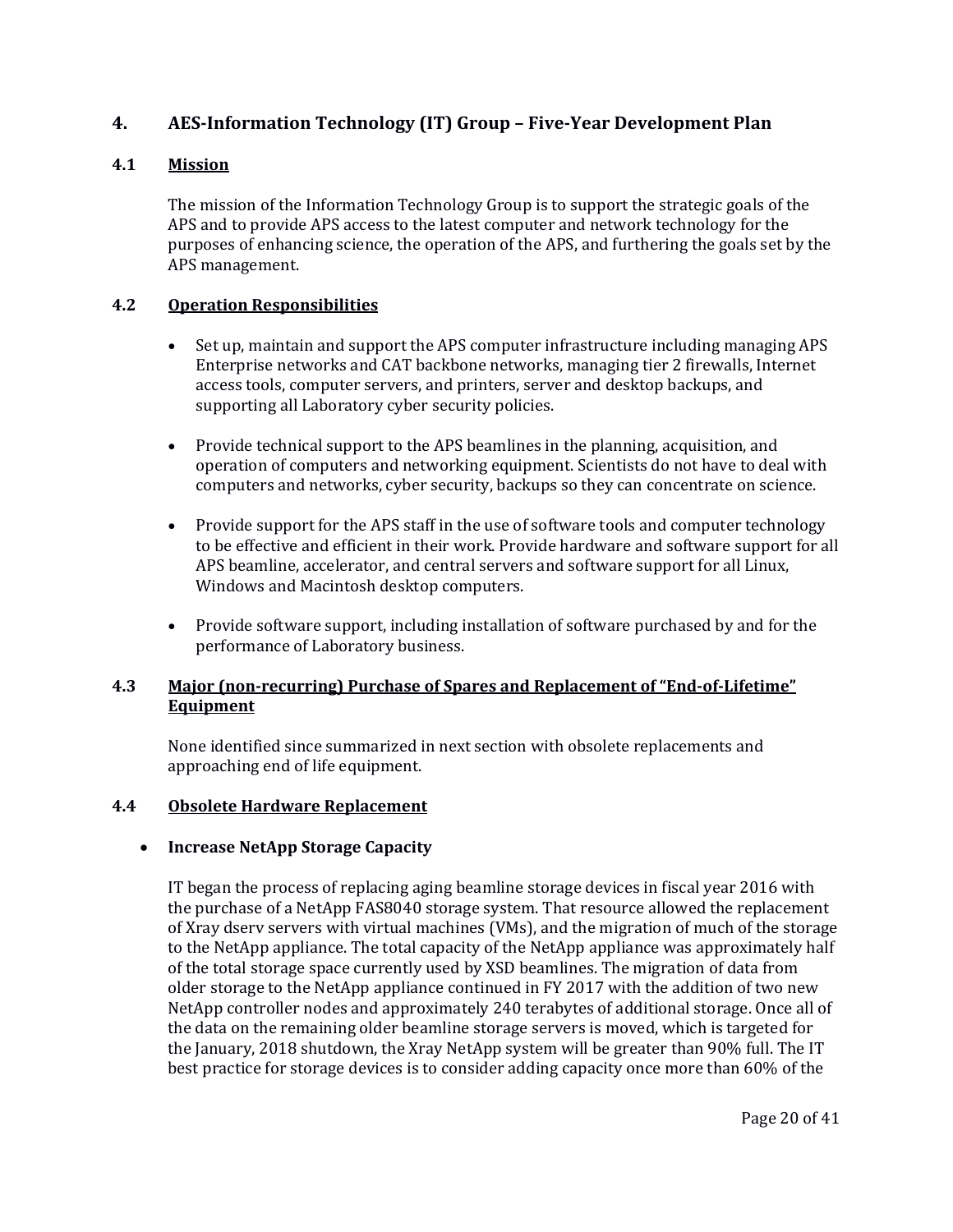## 4. AES-Information Technology (IT) Group – Five-Year Development Plan

### 4.1 Mission

The mission of the Information Technology Group is to support the strategic goals of the APS and to provide APS access to the latest computer and network technology for the purposes of enhancing science, the operation of the APS, and furthering the goals set by the APS management.

### 4.2 Operation Responsibilities

- Set up, maintain and support the APS computer infrastructure including managing APS Enterprise networks and CAT backbone networks, managing tier 2 firewalls, Internet access tools, computer servers, and printers, server and desktop backups, and supporting all Laboratory cyber security policies.
- Provide technical support to the APS beamlines in the planning, acquisition, and operation of computers and networking equipment. Scientists do not have to deal with computers and networks, cyber security, backups so they can concentrate on science.
- Provide support for the APS staff in the use of software tools and computer technology to be effective and efficient in their work. Provide hardware and software support for all APS beamline, accelerator, and central servers and software support for all Linux, Windows and Macintosh desktop computers.
- Provide software support, including installation of software purchased by and for the performance of Laboratory business.

### 4.3 Major (non-recurring) Purchase of Spares and Replacement of "End-of-Lifetime" Equipment

None identified since summarized in next section with obsolete replacements and approaching end of life equipment.

### 4.4 Obsolete Hardware Replacement

- **Increase NetApp Storage Capacity**

IT began the process of replacing aging beamline storage devices in fiscal year 2016 with the purchase of a NetApp FAS8040 storage system. That resource allowed the replacement of Xray dserv servers with virtual machines (VMs), and the migration of much of the storage to the NetApp appliance. The total capacity of the NetApp appliance was approximately half of the total storage space currently used by XSD beamlines. The migration of data from older storage to the NetApp appliance continued in FY 2017 with the addition of two new NetApp controller nodes and approximately 240 terabytes of additional storage. Once all of the data on the remaining older beamline storage servers is moved, which is targeted for the January, 2018 shutdown, the Xray NetApp system will be greater than 90% full. The IT best practice for storage devices is to consider adding capacity once more than 60% of the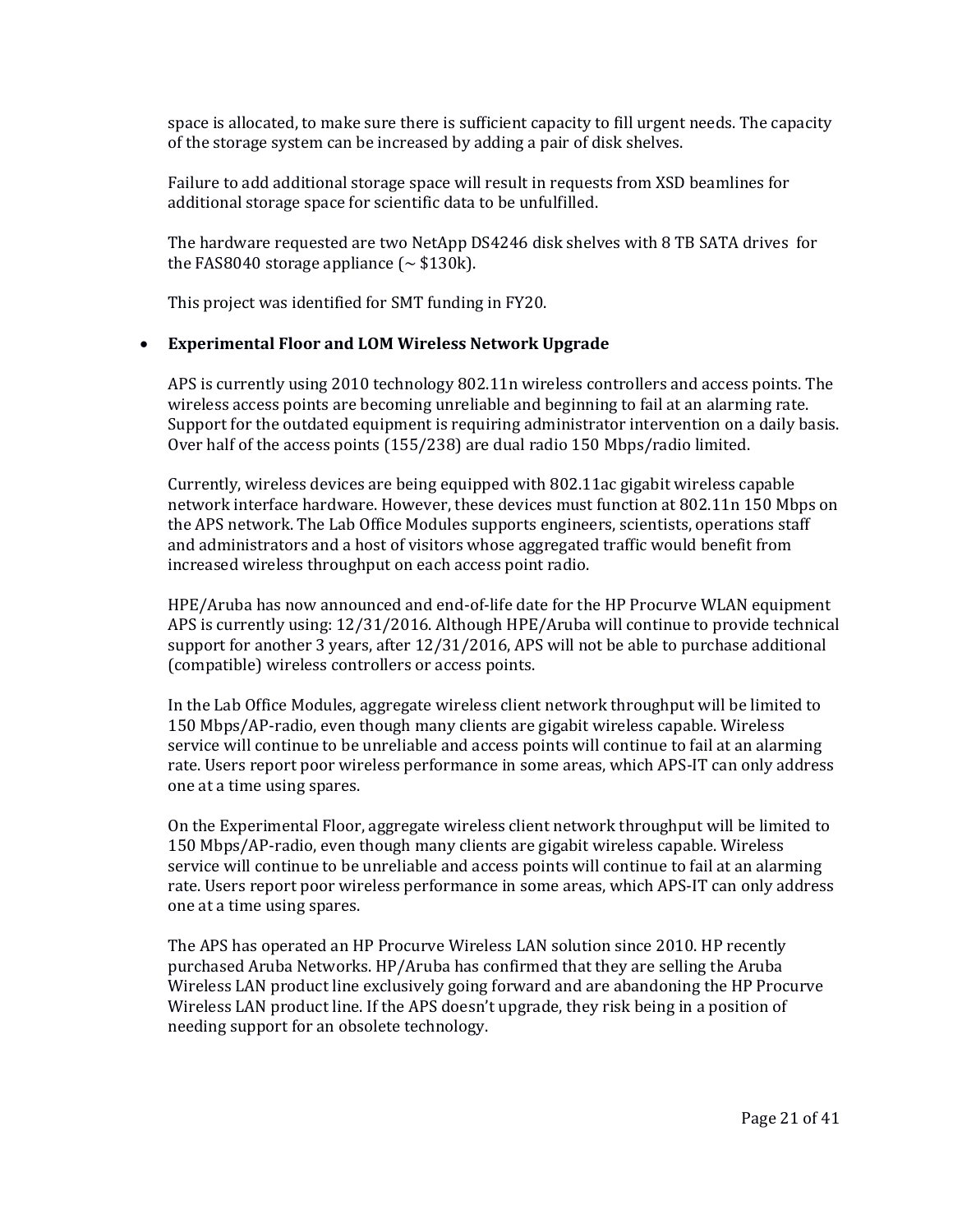space is allocated, to make sure there is sufficient capacity to fill urgent needs. The capacity of the storage system can be increased by adding a pair of disk shelves.

Failure to add additional storage space will result in requests from XSD beamlines for additional storage space for scientific data to be unfulfilled.

The hardware requested are two NetApp DS4246 disk shelves with 8 TB SATA drives for the FAS8040 storage appliance (~ $130k).

This project was identified for SMT funding in FY20.

- **Experimental Floor and LOM Wireless Network Upgrade**

  APS is currently using 2010 technology 802.11n wireless controllers and access points. The wireless access points are becoming unreliable and beginning to fail at an alarming rate. Support for the outdated equipment is requiring administrator intervention on a daily basis. Over half of the access points (155/238) are dual radio 150 Mbps/radio limited.

  Currently, wireless devices are being equipped with 802.11ac gigabit wireless capable network interface hardware. However, these devices must function at 802.11n 150 Mbps on the APS network. The Lab Office Modules supports engineers, scientists, operations staff and administrators and a host of visitors whose aggregated traffic would benefit from increased wireless throughput on each access point radio.

  HPE/Aruba has now announced and end-of-life date for the HP Procurve WLAN equipment APS is currently using: 12/31/2016. Although HPE/Aruba will continue to provide technical support for another 3 years, after 12/31/2016, APS will not be able to purchase additional (compatible) wireless controllers or access points.

  In the Lab Office Modules, aggregate wireless client network throughput will be limited to 150 Mbps/AP-radio, even though many clients are gigabit wireless capable. Wireless service will continue to be unreliable and access points will continue to fail at an alarming rate. Users report poor wireless performance in some areas, which APS-IT can only address one at a time using spares.

  On the Experimental Floor, aggregate wireless client network throughput will be limited to 150 Mbps/AP-radio, even though many clients are gigabit wireless capable. Wireless service will continue to be unreliable and access points will continue to fail at an alarming rate. Users report poor wireless performance in some areas, which APS-IT can only address one at a time using spares.

  The APS has operated an HP Procurve Wireless LAN solution since 2010. HP recently purchased Aruba Networks. HP/Aruba has confirmed that they are selling the Aruba Wireless LAN product line exclusively going forward and are abandoning the HP Procurve Wireless LAN product line. If the APS doesn't upgrade, they risk being in a position of needing support for an obsolete technology.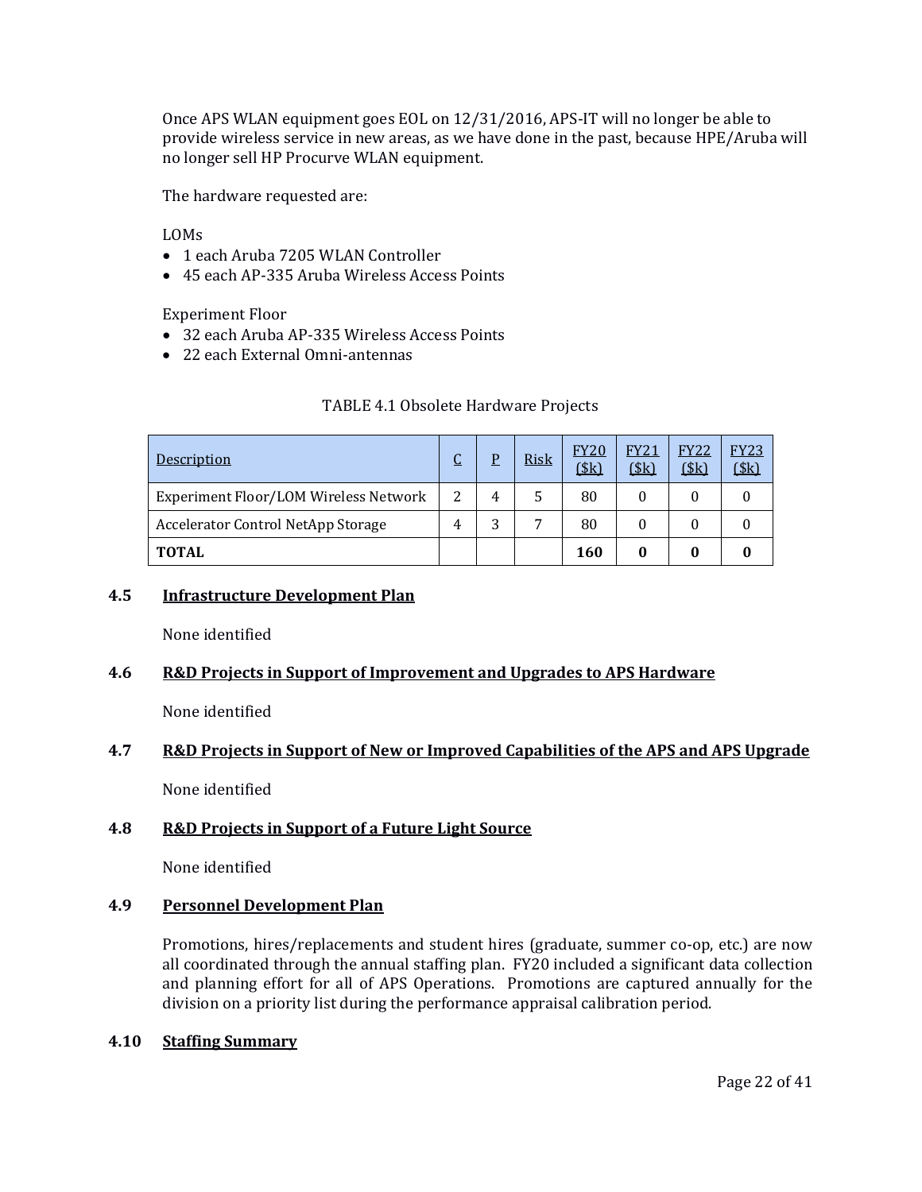Once APS WLAN equipment goes EOL on 12/31/2016, APS-IT will no longer be able to provide wireless service in new areas, as we have done in the past, because HPE/Aruba will no longer sell HP Procurve WLAN equipment.

The hardware requested are:

LOMs

- 1 each Aruba 7205 WLAN Controller
- 45 each AP-335 Aruba Wireless Access Points

Experiment Floor

- 32 each Aruba AP-335 Wireless Access Points
- 22 each External Omni-antennas

TABLE 4.1 Obsolete Hardware Projects

| Description | C | P | Risk | FY20 ($k) | FY21 ($k) | FY22 ($k) | FY23 ($k) |
|---|---|---|---|---|---|---|---|
| Experiment Floor/LOM Wireless Network | 2 | 4 | 5 | 80 | 0 | 0 | 0 |
| Accelerator Control NetApp Storage | 4 | 3 | 7 | 80 | 0 | 0 | 0 |
| **TOTAL** | | | | **160** | **0** | **0** | **0** |

### 4.5 Infrastructure Development Plan

None identified

### 4.6 R&D Projects in Support of Improvement and Upgrades to APS Hardware

None identified

### 4.7 R&D Projects in Support of New or Improved Capabilities of the APS and APS Upgrade

None identified

### 4.8 R&D Projects in Support of a Future Light Source

None identified

### 4.9 Personnel Development Plan

Promotions, hires/replacements and student hires (graduate, summer co-op, etc.) are now all coordinated through the annual staffing plan. FY20 included a significant data collection and planning effort for all of APS Operations. Promotions are captured annually for the division on a priority list during the performance appraisal calibration period.

### 4.10 Staffing Summary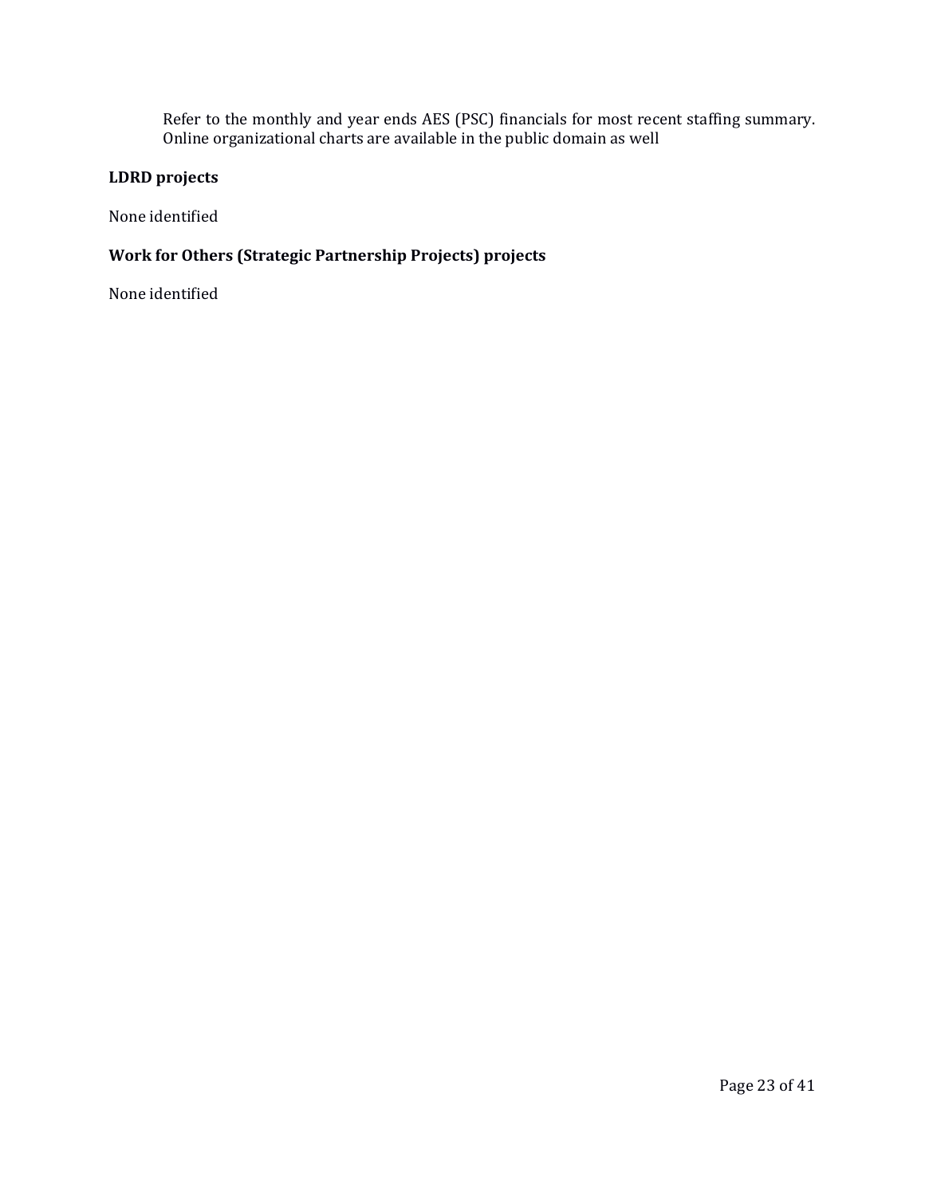Refer to the monthly and year ends AES (PSC) financials for most recent staffing summary. Online organizational charts are available in the public domain as well

**LDRD projects**

None identified

**Work for Others (Strategic Partnership Projects) projects**

None identified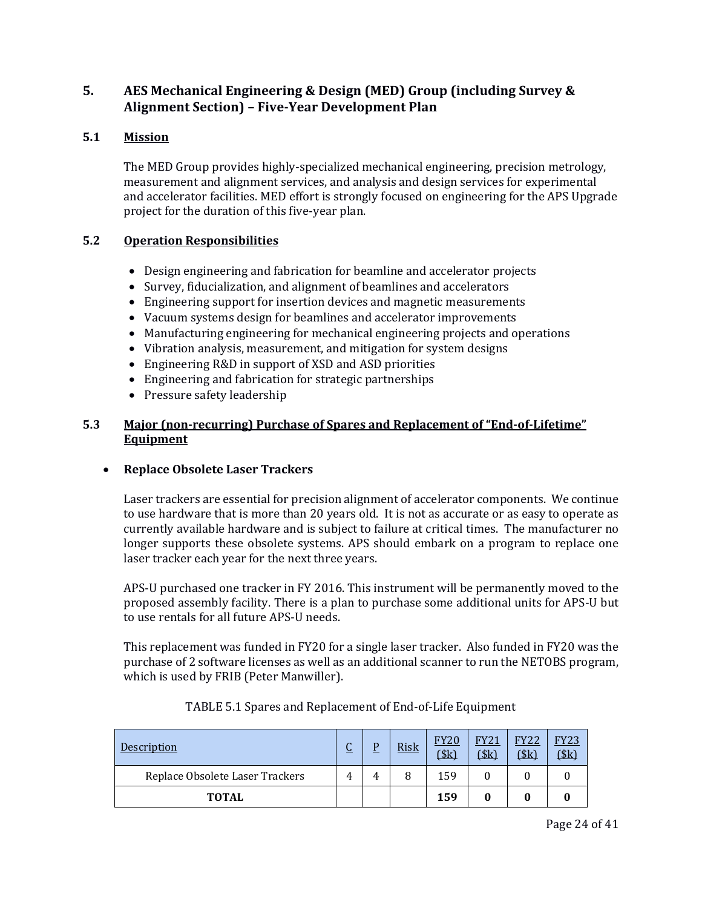## 5. AES Mechanical Engineering & Design (MED) Group (including Survey & Alignment Section) – Five-Year Development Plan

### 5.1 Mission

The MED Group provides highly-specialized mechanical engineering, precision metrology, measurement and alignment services, and analysis and design services for experimental and accelerator facilities. MED effort is strongly focused on engineering for the APS Upgrade project for the duration of this five-year plan.

### 5.2 Operation Responsibilities

- Design engineering and fabrication for beamline and accelerator projects
- Survey, fiducialization, and alignment of beamlines and accelerators
- Engineering support for insertion devices and magnetic measurements
- Vacuum systems design for beamlines and accelerator improvements
- Manufacturing engineering for mechanical engineering projects and operations
- Vibration analysis, measurement, and mitigation for system designs
- Engineering R&D in support of XSD and ASD priorities
- Engineering and fabrication for strategic partnerships
- Pressure safety leadership

### 5.3 Major (non-recurring) Purchase of Spares and Replacement of "End-of-Lifetime" Equipment

- **Replace Obsolete Laser Trackers**

Laser trackers are essential for precision alignment of accelerator components. We continue to use hardware that is more than 20 years old. It is not as accurate or as easy to operate as currently available hardware and is subject to failure at critical times. The manufacturer no longer supports these obsolete systems. APS should embark on a program to replace one laser tracker each year for the next three years.

APS-U purchased one tracker in FY 2016. This instrument will be permanently moved to the proposed assembly facility. There is a plan to purchase some additional units for APS-U but to use rentals for all future APS-U needs.

This replacement was funded in FY20 for a single laser tracker. Also funded in FY20 was the purchase of 2 software licenses as well as an additional scanner to run the NETOBS program, which is used by FRIB (Peter Manwiller).

TABLE 5.1 Spares and Replacement of End-of-Life Equipment

| Description | C | P | Risk | FY20 ($k) | FY21 ($k) | FY22 ($k) | FY23 ($k) |
|---|---|---|---|---|---|---|---|
| Replace Obsolete Laser Trackers | 4 | 4 | 8 | 159 | 0 | 0 | 0 |
| **TOTAL** | | | | **159** | **0** | **0** | **0** |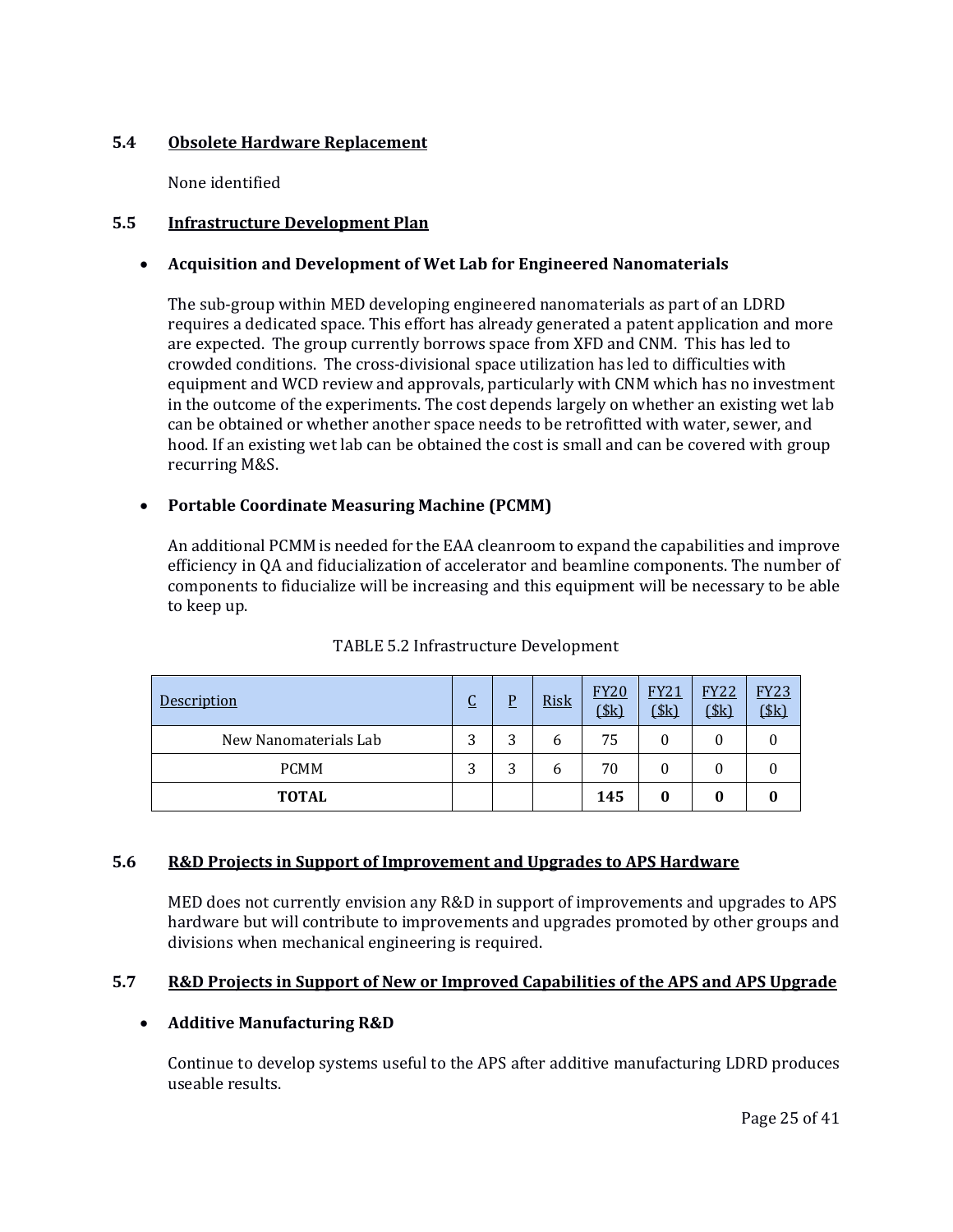### 5.4 Obsolete Hardware Replacement

None identified

### 5.5 Infrastructure Development Plan

- **Acquisition and Development of Wet Lab for Engineered Nanomaterials**

  The sub-group within MED developing engineered nanomaterials as part of an LDRD requires a dedicated space. This effort has already generated a patent application and more are expected. The group currently borrows space from XFD and CNM. This has led to crowded conditions. The cross-divisional space utilization has led to difficulties with equipment and WCD review and approvals, particularly with CNM which has no investment in the outcome of the experiments. The cost depends largely on whether an existing wet lab can be obtained or whether another space needs to be retrofitted with water, sewer, and hood. If an existing wet lab can be obtained the cost is small and can be covered with group recurring M&S.

- **Portable Coordinate Measuring Machine (PCMM)**

  An additional PCMM is needed for the EAA cleanroom to expand the capabilities and improve efficiency in QA and fiducialization of accelerator and beamline components. The number of components to fiducialize will be increasing and this equipment will be necessary to be able to keep up.

TABLE 5.2 Infrastructure Development

| Description | C | P | Risk | FY20 ($k) | FY21 ($k) | FY22 ($k) | FY23 ($k) |
|---|---|---|---|---|---|---|---|
| New Nanomaterials Lab | 3 | 3 | 6 | 75 | 0 | 0 | 0 |
| PCMM | 3 | 3 | 6 | 70 | 0 | 0 | 0 |
| **TOTAL** | | | | **145** | **0** | **0** | **0** |

### 5.6 R&D Projects in Support of Improvement and Upgrades to APS Hardware

MED does not currently envision any R&D in support of improvements and upgrades to APS hardware but will contribute to improvements and upgrades promoted by other groups and divisions when mechanical engineering is required.

### 5.7 R&D Projects in Support of New or Improved Capabilities of the APS and APS Upgrade

- **Additive Manufacturing R&D**

  Continue to develop systems useful to the APS after additive manufacturing LDRD produces useable results.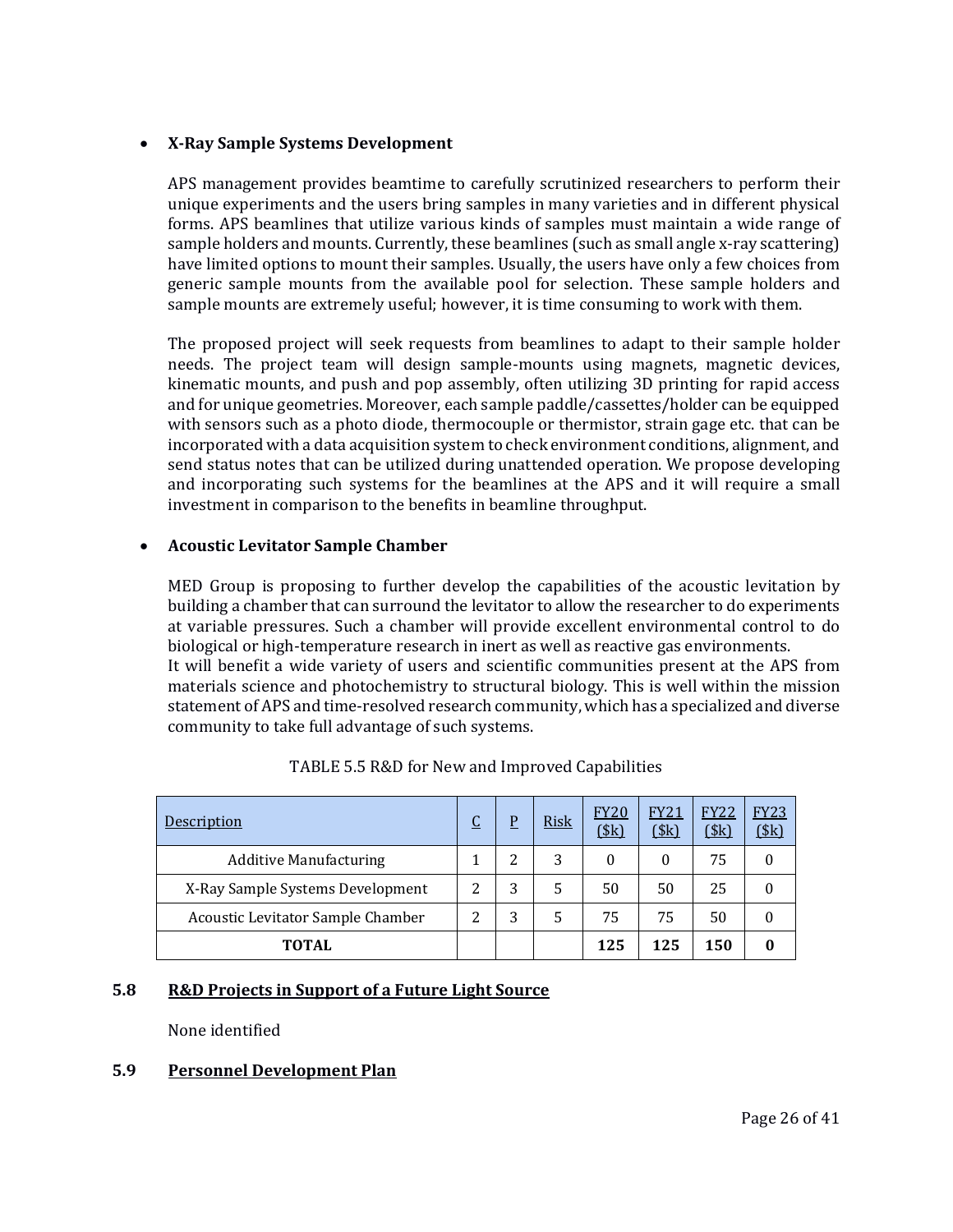- **X-Ray Sample Systems Development**

  APS management provides beamtime to carefully scrutinized researchers to perform their unique experiments and the users bring samples in many varieties and in different physical forms. APS beamlines that utilize various kinds of samples must maintain a wide range of sample holders and mounts. Currently, these beamlines (such as small angle x-ray scattering) have limited options to mount their samples. Usually, the users have only a few choices from generic sample mounts from the available pool for selection. These sample holders and sample mounts are extremely useful; however, it is time consuming to work with them.

  The proposed project will seek requests from beamlines to adapt to their sample holder needs. The project team will design sample-mounts using magnets, magnetic devices, kinematic mounts, and push and pop assembly, often utilizing 3D printing for rapid access and for unique geometries. Moreover, each sample paddle/cassettes/holder can be equipped with sensors such as a photo diode, thermocouple or thermistor, strain gage etc. that can be incorporated with a data acquisition system to check environment conditions, alignment, and send status notes that can be utilized during unattended operation. We propose developing and incorporating such systems for the beamlines at the APS and it will require a small investment in comparison to the benefits in beamline throughput.

- **Acoustic Levitator Sample Chamber**

  MED Group is proposing to further develop the capabilities of the acoustic levitation by building a chamber that can surround the levitator to allow the researcher to do experiments at variable pressures. Such a chamber will provide excellent environmental control to do biological or high-temperature research in inert as well as reactive gas environments.
  It will benefit a wide variety of users and scientific communities present at the APS from materials science and photochemistry to structural biology. This is well within the mission statement of APS and time-resolved research community, which has a specialized and diverse community to take full advantage of such systems.

TABLE 5.5 R&D for New and Improved Capabilities

| Description | C | P | Risk | FY20 ($k) | FY21 ($k) | FY22 ($k) | FY23 ($k) |
|---|---|---|---|---|---|---|---|
| Additive Manufacturing | 1 | 2 | 3 | 0 | 0 | 75 | 0 |
| X-Ray Sample Systems Development | 2 | 3 | 5 | 50 | 50 | 25 | 0 |
| Acoustic Levitator Sample Chamber | 2 | 3 | 5 | 75 | 75 | 50 | 0 |
| **TOTAL** | | | | **125** | **125** | **150** | **0** |

## 5.8 R&D Projects in Support of a Future Light Source

None identified

## 5.9 Personnel Development Plan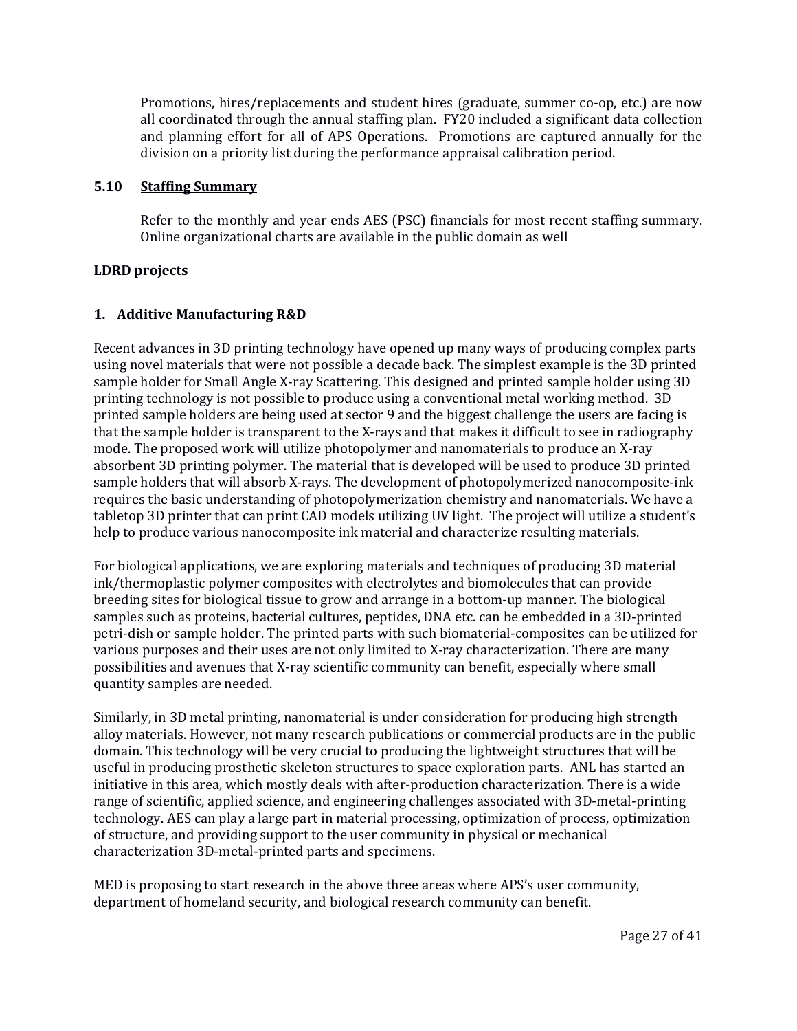Promotions, hires/replacements and student hires (graduate, summer co-op, etc.) are now all coordinated through the annual staffing plan. FY20 included a significant data collection and planning effort for all of APS Operations. Promotions are captured annually for the division on a priority list during the performance appraisal calibration period.

### 5.10 Staffing Summary

Refer to the monthly and year ends AES (PSC) financials for most recent staffing summary. Online organizational charts are available in the public domain as well

## LDRD projects

### 1. Additive Manufacturing R&D

Recent advances in 3D printing technology have opened up many ways of producing complex parts using novel materials that were not possible a decade back. The simplest example is the 3D printed sample holder for Small Angle X-ray Scattering. This designed and printed sample holder using 3D printing technology is not possible to produce using a conventional metal working method. 3D printed sample holders are being used at sector 9 and the biggest challenge the users are facing is that the sample holder is transparent to the X-rays and that makes it difficult to see in radiography mode. The proposed work will utilize photopolymer and nanomaterials to produce an X-ray absorbent 3D printing polymer. The material that is developed will be used to produce 3D printed sample holders that will absorb X-rays. The development of photopolymerized nanocomposite-ink requires the basic understanding of photopolymerization chemistry and nanomaterials. We have a tabletop 3D printer that can print CAD models utilizing UV light. The project will utilize a student's help to produce various nanocomposite ink material and characterize resulting materials.

For biological applications, we are exploring materials and techniques of producing 3D material ink/thermoplastic polymer composites with electrolytes and biomolecules that can provide breeding sites for biological tissue to grow and arrange in a bottom-up manner. The biological samples such as proteins, bacterial cultures, peptides, DNA etc. can be embedded in a 3D-printed petri-dish or sample holder. The printed parts with such biomaterial-composites can be utilized for various purposes and their uses are not only limited to X-ray characterization. There are many possibilities and avenues that X-ray scientific community can benefit, especially where small quantity samples are needed.

Similarly, in 3D metal printing, nanomaterial is under consideration for producing high strength alloy materials. However, not many research publications or commercial products are in the public domain. This technology will be very crucial to producing the lightweight structures that will be useful in producing prosthetic skeleton structures to space exploration parts. ANL has started an initiative in this area, which mostly deals with after-production characterization. There is a wide range of scientific, applied science, and engineering challenges associated with 3D-metal-printing technology. AES can play a large part in material processing, optimization of process, optimization of structure, and providing support to the user community in physical or mechanical characterization 3D-metal-printed parts and specimens.

MED is proposing to start research in the above three areas where APS's user community, department of homeland security, and biological research community can benefit.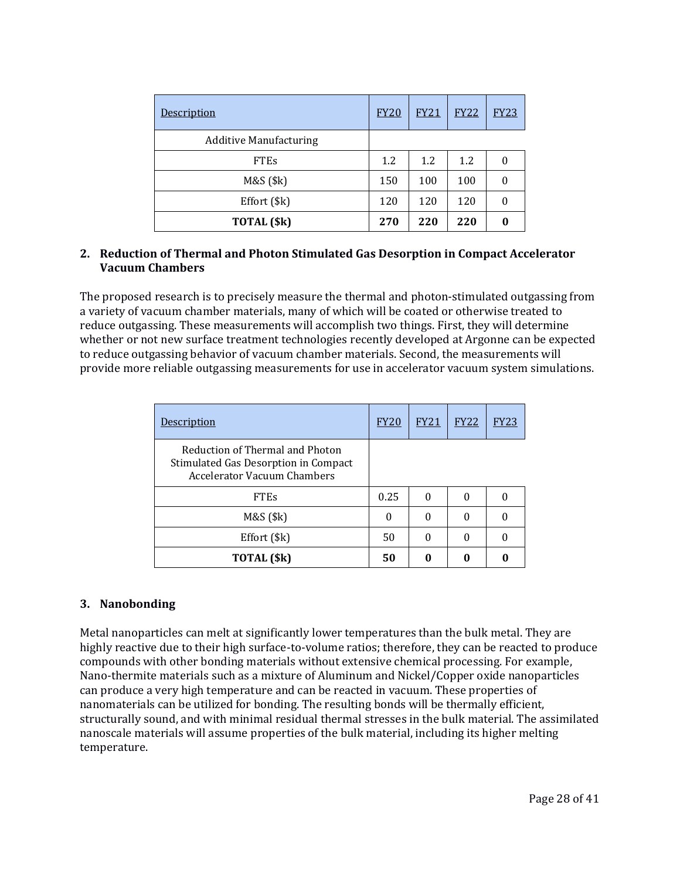| Description | FY20 | FY21 | FY22 | FY23 |
|---|---|---|---|---|
| Additive Manufacturing | | | | |
| FTEs | 1.2 | 1.2 | 1.2 | 0 |
| M&S ($k) | 150 | 100 | 100 | 0 |
| Effort ($k) | 120 | 120 | 120 | 0 |
| **TOTAL ($k)** | **270** | **220** | **220** | **0** |

**2. Reduction of Thermal and Photon Stimulated Gas Desorption in Compact Accelerator Vacuum Chambers**

The proposed research is to precisely measure the thermal and photon-stimulated outgassing from a variety of vacuum chamber materials, many of which will be coated or otherwise treated to reduce outgassing. These measurements will accomplish two things. First, they will determine whether or not new surface treatment technologies recently developed at Argonne can be expected to reduce outgassing behavior of vacuum chamber materials. Second, the measurements will provide more reliable outgassing measurements for use in accelerator vacuum system simulations.

| Description | FY20 | FY21 | FY22 | FY23 |
|---|---|---|---|---|
| Reduction of Thermal and Photon Stimulated Gas Desorption in Compact Accelerator Vacuum Chambers | | | | |
| FTEs | 0.25 | 0 | 0 | 0 |
| M&S ($k) | 0 | 0 | 0 | 0 |
| Effort ($k) | 50 | 0 | 0 | 0 |
| **TOTAL ($k)** | **50** | **0** | **0** | **0** |

**3. Nanobonding**

Metal nanoparticles can melt at significantly lower temperatures than the bulk metal. They are highly reactive due to their high surface-to-volume ratios; therefore, they can be reacted to produce compounds with other bonding materials without extensive chemical processing. For example, Nano-thermite materials such as a mixture of Aluminum and Nickel/Copper oxide nanoparticles can produce a very high temperature and can be reacted in vacuum. These properties of nanomaterials can be utilized for bonding. The resulting bonds will be thermally efficient, structurally sound, and with minimal residual thermal stresses in the bulk material. The assimilated nanoscale materials will assume properties of the bulk material, including its higher melting temperature.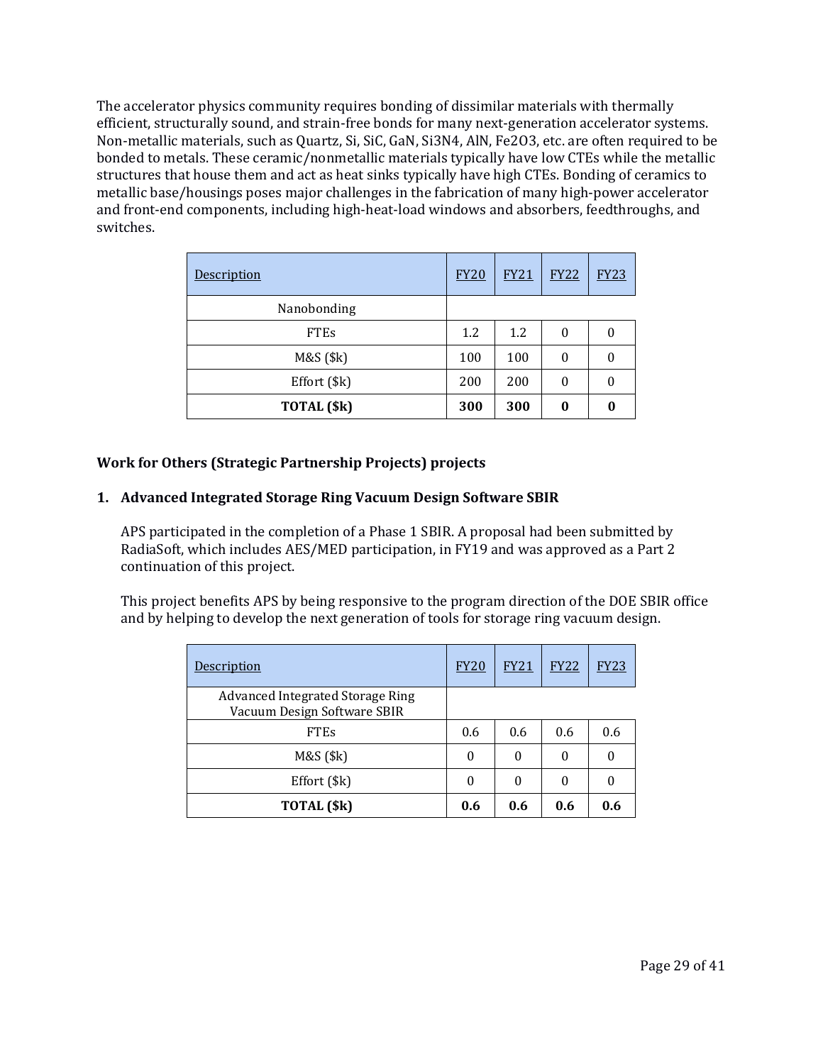The accelerator physics community requires bonding of dissimilar materials with thermally efficient, structurally sound, and strain-free bonds for many next-generation accelerator systems. Non-metallic materials, such as Quartz, Si, SiC, GaN, $Si_3N_4$, AlN, $Fe_2O_3$, etc. are often required to be bonded to metals. These ceramic/nonmetallic materials typically have low CTEs while the metallic structures that house them and act as heat sinks typically have high CTEs. Bonding of ceramics to metallic base/housings poses major challenges in the fabrication of many high-power accelerator and front-end components, including high-heat-load windows and absorbers, feedthroughs, and switches.

| Description | FY20 | FY21 | FY22 | FY23 |
|---|---|---|---|---|
| Nanobonding | | | | |
| FTEs | 1.2 | 1.2 | 0 | 0 |
| M&S ($k) | 100 | 100 | 0 | 0 |
| Effort ($k) | 200 | 200 | 0 | 0 |
| **TOTAL ($k)** | **300** | **300** | **0** | **0** |

**Work for Others (Strategic Partnership Projects) projects**

**1. Advanced Integrated Storage Ring Vacuum Design Software SBIR**

APS participated in the completion of a Phase 1 SBIR. A proposal had been submitted by RadiaSoft, which includes AES/MED participation, in FY19 and was approved as a Part 2 continuation of this project.

This project benefits APS by being responsive to the program direction of the DOE SBIR office and by helping to develop the next generation of tools for storage ring vacuum design.

| Description | FY20 | FY21 | FY22 | FY23 |
|---|---|---|---|---|
| Advanced Integrated Storage Ring Vacuum Design Software SBIR | | | | |
| FTEs | 0.6 | 0.6 | 0.6 | 0.6 |
| M&S ($k) | 0 | 0 | 0 | 0 |
| Effort ($k) | 0 | 0 | 0 | 0 |
| **TOTAL ($k)** | **0.6** | **0.6** | **0.6** | **0.6** |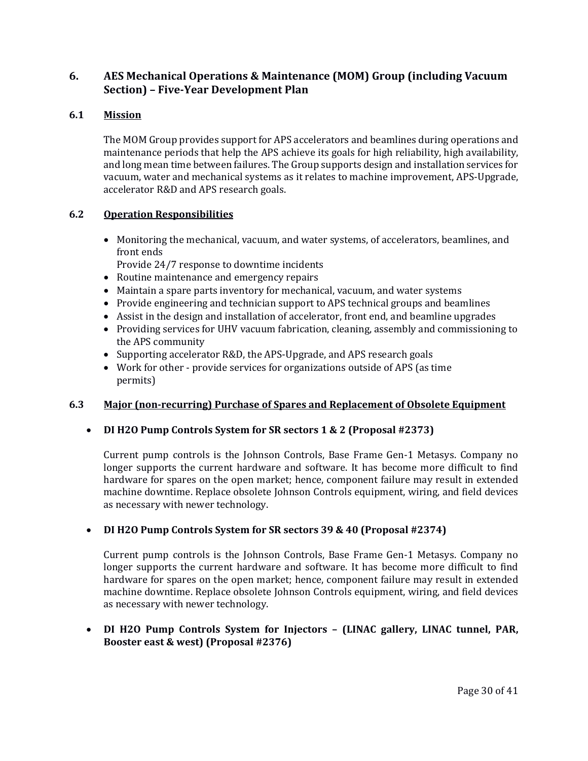## 6. AES Mechanical Operations & Maintenance (MOM) Group (including Vacuum Section) – Five-Year Development Plan

### 6.1 Mission

The MOM Group provides support for APS accelerators and beamlines during operations and maintenance periods that help the APS achieve its goals for high reliability, high availability, and long mean time between failures. The Group supports design and installation services for vacuum, water and mechanical systems as it relates to machine improvement, APS-Upgrade, accelerator R&D and APS research goals.

### 6.2 Operation Responsibilities

- Monitoring the mechanical, vacuum, and water systems, of accelerators, beamlines, and front ends
  Provide 24/7 response to downtime incidents
- Routine maintenance and emergency repairs
- Maintain a spare parts inventory for mechanical, vacuum, and water systems
- Provide engineering and technician support to APS technical groups and beamlines
- Assist in the design and installation of accelerator, front end, and beamline upgrades
- Providing services for UHV vacuum fabrication, cleaning, assembly and commissioning to the APS community
- Supporting accelerator R&D, the APS-Upgrade, and APS research goals
- Work for other - provide services for organizations outside of APS (as time permits)

### 6.3 Major (non-recurring) Purchase of Spares and Replacement of Obsolete Equipment

- **DI H2O Pump Controls System for SR sectors 1 & 2 (Proposal #2373)**

  Current pump controls is the Johnson Controls, Base Frame Gen-1 Metasys. Company no longer supports the current hardware and software. It has become more difficult to find hardware for spares on the open market; hence, component failure may result in extended machine downtime. Replace obsolete Johnson Controls equipment, wiring, and field devices as necessary with newer technology.

- **DI H2O Pump Controls System for SR sectors 39 & 40 (Proposal #2374)**

  Current pump controls is the Johnson Controls, Base Frame Gen-1 Metasys. Company no longer supports the current hardware and software. It has become more difficult to find hardware for spares on the open market; hence, component failure may result in extended machine downtime. Replace obsolete Johnson Controls equipment, wiring, and field devices as necessary with newer technology.

- **DI H2O Pump Controls System for Injectors – (LINAC gallery, LINAC tunnel, PAR, Booster east & west) (Proposal #2376)**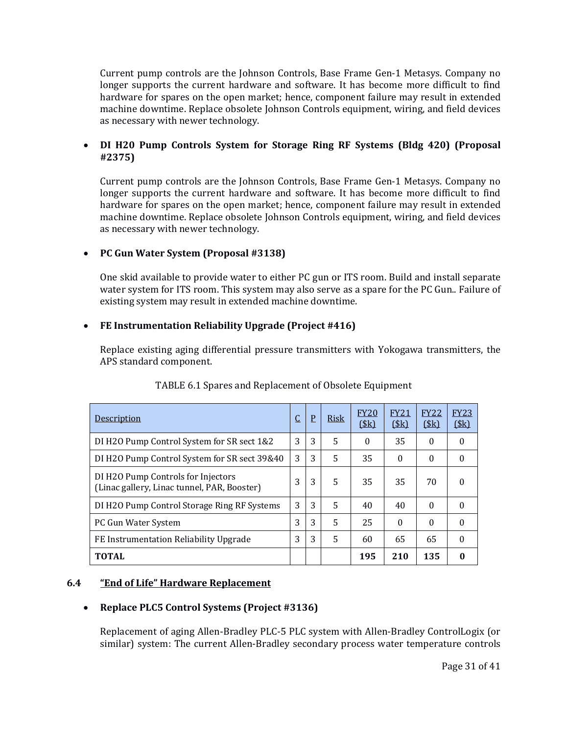Current pump controls are the Johnson Controls, Base Frame Gen-1 Metasys. Company no longer supports the current hardware and software. It has become more difficult to find hardware for spares on the open market; hence, component failure may result in extended machine downtime. Replace obsolete Johnson Controls equipment, wiring, and field devices as necessary with newer technology.

- **DI H20 Pump Controls System for Storage Ring RF Systems (Bldg 420) (Proposal #2375)**

  Current pump controls are the Johnson Controls, Base Frame Gen-1 Metasys. Company no longer supports the current hardware and software. It has become more difficult to find hardware for spares on the open market; hence, component failure may result in extended machine downtime. Replace obsolete Johnson Controls equipment, wiring, and field devices as necessary with newer technology.

- **PC Gun Water System (Proposal #3138)**

  One skid available to provide water to either PC gun or ITS room. Build and install separate water system for ITS room. This system may also serve as a spare for the PC Gun.. Failure of existing system may result in extended machine downtime.

- **FE Instrumentation Reliability Upgrade (Project #416)**

  Replace existing aging differential pressure transmitters with Yokogawa transmitters, the APS standard component.

TABLE 6.1 Spares and Replacement of Obsolete Equipment

| Description | C | P | Risk | FY20 ($k) | FY21 ($k) | FY22 ($k) | FY23 ($k) |
|---|---|---|---|---|---|---|---|
| DI H2O Pump Control System for SR sect 1&2 | 3 | 3 | 5 | 0 | 35 | 0 | 0 |
| DI H2O Pump Control System for SR sect 39&40 | 3 | 3 | 5 | 35 | 0 | 0 | 0 |
| DI H2O Pump Controls for Injectors (Linac gallery, Linac tunnel, PAR, Booster) | 3 | 3 | 5 | 35 | 35 | 70 | 0 |
| DI H2O Pump Control Storage Ring RF Systems | 3 | 3 | 5 | 40 | 40 | 0 | 0 |
| PC Gun Water System | 3 | 3 | 5 | 25 | 0 | 0 | 0 |
| FE Instrumentation Reliability Upgrade | 3 | 3 | 5 | 60 | 65 | 65 | 0 |
| **TOTAL** | | | | **195** | **210** | **135** | **0** |

### 6.4 "End of Life" Hardware Replacement

- **Replace PLC5 Control Systems (Project #3136)**

  Replacement of aging Allen-Bradley PLC-5 PLC system with Allen-Bradley ControlLogix (or similar) system: The current Allen-Bradley secondary process water temperature controls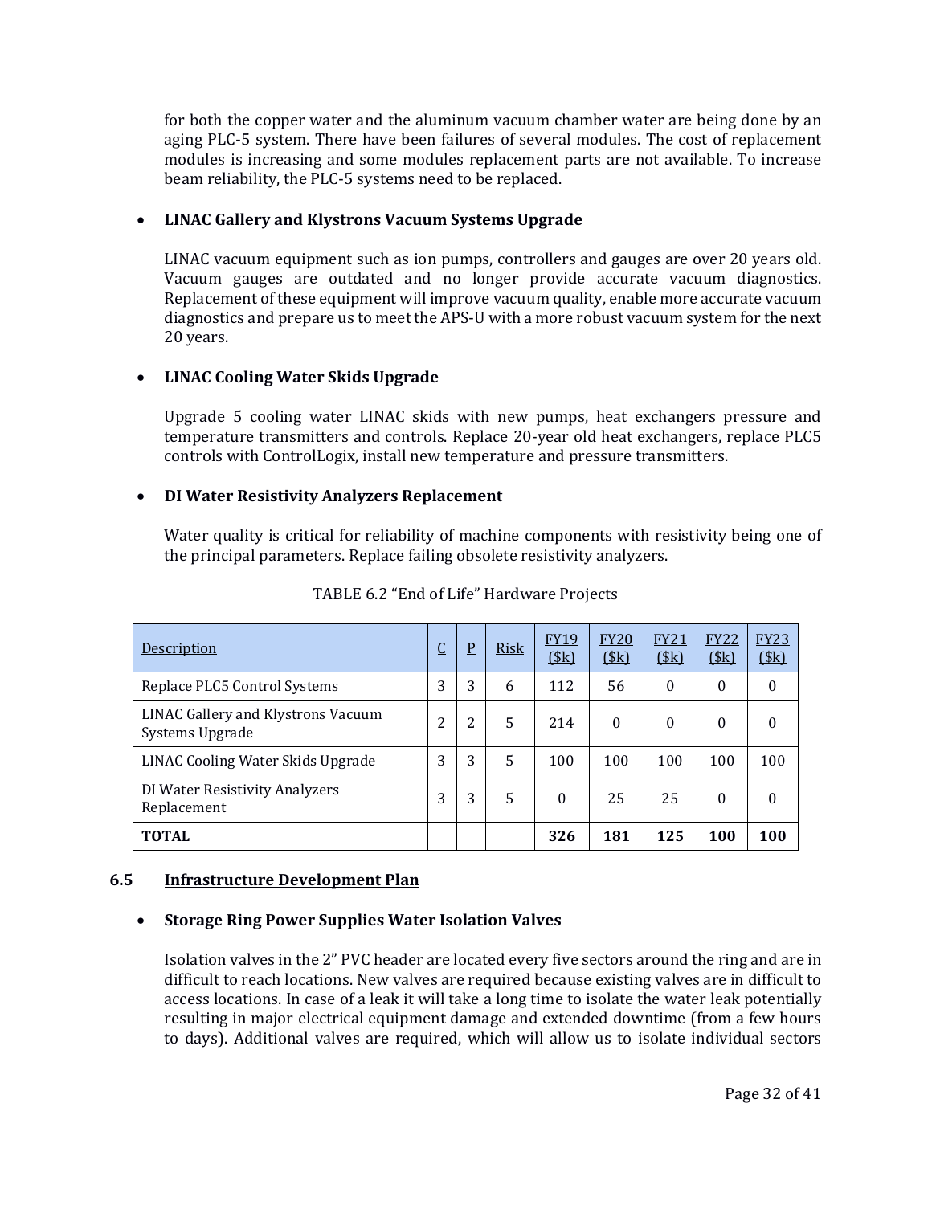for both the copper water and the aluminum vacuum chamber water are being done by an aging PLC-5 system. There have been failures of several modules. The cost of replacement modules is increasing and some modules replacement parts are not available. To increase beam reliability, the PLC-5 systems need to be replaced.

- **LINAC Gallery and Klystrons Vacuum Systems Upgrade**

  LINAC vacuum equipment such as ion pumps, controllers and gauges are over 20 years old. Vacuum gauges are outdated and no longer provide accurate vacuum diagnostics. Replacement of these equipment will improve vacuum quality, enable more accurate vacuum diagnostics and prepare us to meet the APS-U with a more robust vacuum system for the next 20 years.

- **LINAC Cooling Water Skids Upgrade**

  Upgrade 5 cooling water LINAC skids with new pumps, heat exchangers pressure and temperature transmitters and controls. Replace 20-year old heat exchangers, replace PLC5 controls with ControlLogix, install new temperature and pressure transmitters.

- **DI Water Resistivity Analyzers Replacement**

  Water quality is critical for reliability of machine components with resistivity being one of the principal parameters. Replace failing obsolete resistivity analyzers.

TABLE 6.2 "End of Life" Hardware Projects

| Description | C | P | Risk | FY19 ($k) | FY20 ($k) | FY21 ($k) | FY22 ($k) | FY23 ($k) |
|---|---|---|---|---|---|---|---|---|
| Replace PLC5 Control Systems | 3 | 3 | 6 | 112 | 56 | 0 | 0 | 0 |
| LINAC Gallery and Klystrons Vacuum Systems Upgrade | 2 | 2 | 5 | 214 | 0 | 0 | 0 | 0 |
| LINAC Cooling Water Skids Upgrade | 3 | 3 | 5 | 100 | 100 | 100 | 100 | 100 |
| DI Water Resistivity Analyzers Replacement | 3 | 3 | 5 | 0 | 25 | 25 | 0 | 0 |
| **TOTAL** | | | | **326** | **181** | **125** | **100** | **100** |

## 6.5 Infrastructure Development Plan

- **Storage Ring Power Supplies Water Isolation Valves**

  Isolation valves in the 2" PVC header are located every five sectors around the ring and are in difficult to reach locations. New valves are required because existing valves are in difficult to access locations. In case of a leak it will take a long time to isolate the water leak potentially resulting in major electrical equipment damage and extended downtime (from a few hours to days). Additional valves are required, which will allow us to isolate individual sectors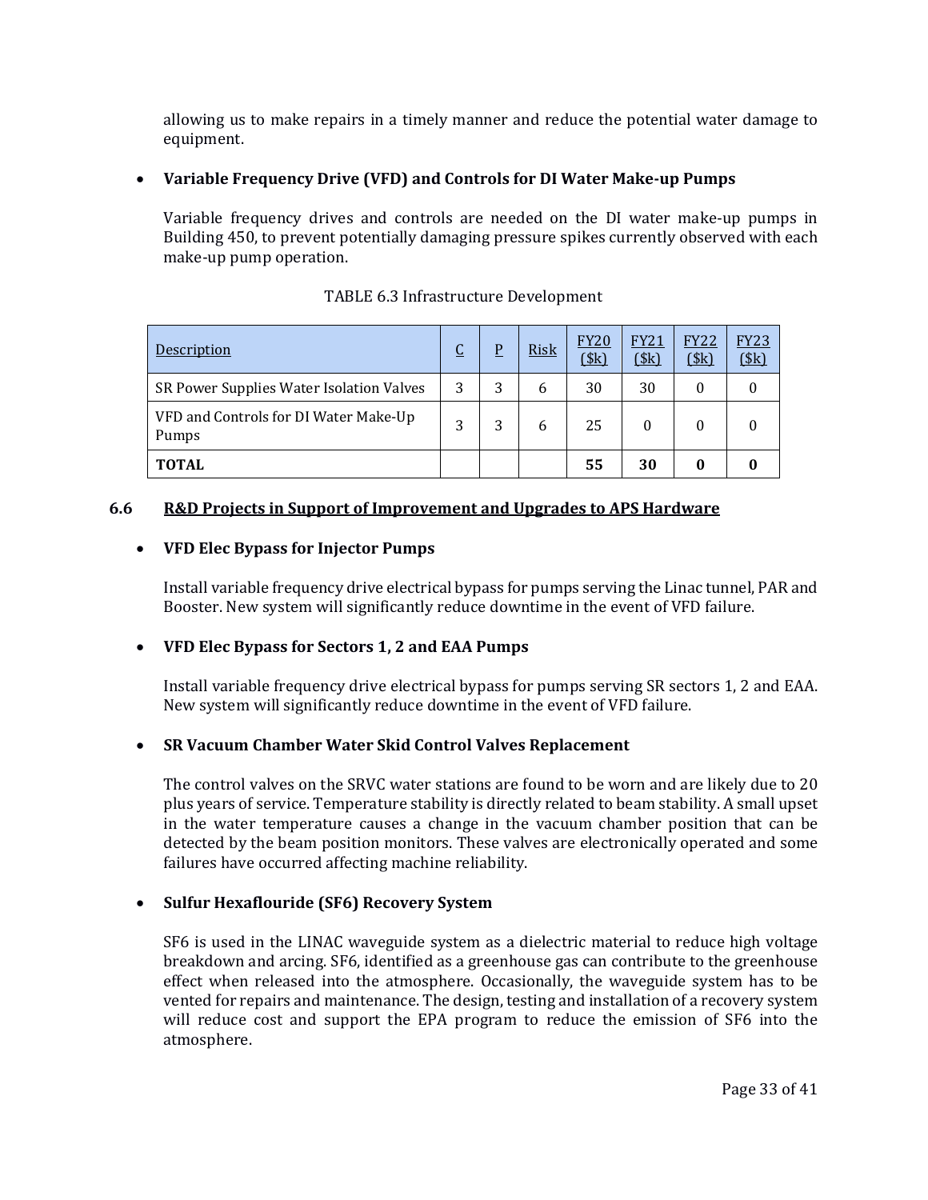allowing us to make repairs in a timely manner and reduce the potential water damage to equipment.

- **Variable Frequency Drive (VFD) and Controls for DI Water Make-up Pumps**

  Variable frequency drives and controls are needed on the DI water make-up pumps in Building 450, to prevent potentially damaging pressure spikes currently observed with each make-up pump operation.

TABLE 6.3 Infrastructure Development

| Description | C | P | Risk | FY20 ($k) | FY21 ($k) | FY22 ($k) | FY23 ($k) |
|---|---|---|---|---|---|---|---|
| SR Power Supplies Water Isolation Valves | 3 | 3 | 6 | 30 | 30 | 0 | 0 |
| VFD and Controls for DI Water Make-Up Pumps | 3 | 3 | 6 | 25 | 0 | 0 | 0 |
| **TOTAL** | | | | **55** | **30** | **0** | **0** |

## 6.6 R&D Projects in Support of Improvement and Upgrades to APS Hardware

- **VFD Elec Bypass for Injector Pumps**

  Install variable frequency drive electrical bypass for pumps serving the Linac tunnel, PAR and Booster. New system will significantly reduce downtime in the event of VFD failure.

- **VFD Elec Bypass for Sectors 1, 2 and EAA Pumps**

  Install variable frequency drive electrical bypass for pumps serving SR sectors 1, 2 and EAA. New system will significantly reduce downtime in the event of VFD failure.

- **SR Vacuum Chamber Water Skid Control Valves Replacement**

  The control valves on the SRVC water stations are found to be worn and are likely due to 20 plus years of service. Temperature stability is directly related to beam stability. A small upset in the water temperature causes a change in the vacuum chamber position that can be detected by the beam position monitors. These valves are electronically operated and some failures have occurred affecting machine reliability.

- **Sulfur Hexaflouride (SF6) Recovery System**

  SF6 is used in the LINAC waveguide system as a dielectric material to reduce high voltage breakdown and arcing. SF6, identified as a greenhouse gas can contribute to the greenhouse effect when released into the atmosphere. Occasionally, the waveguide system has to be vented for repairs and maintenance. The design, testing and installation of a recovery system will reduce cost and support the EPA program to reduce the emission of SF6 into the atmosphere.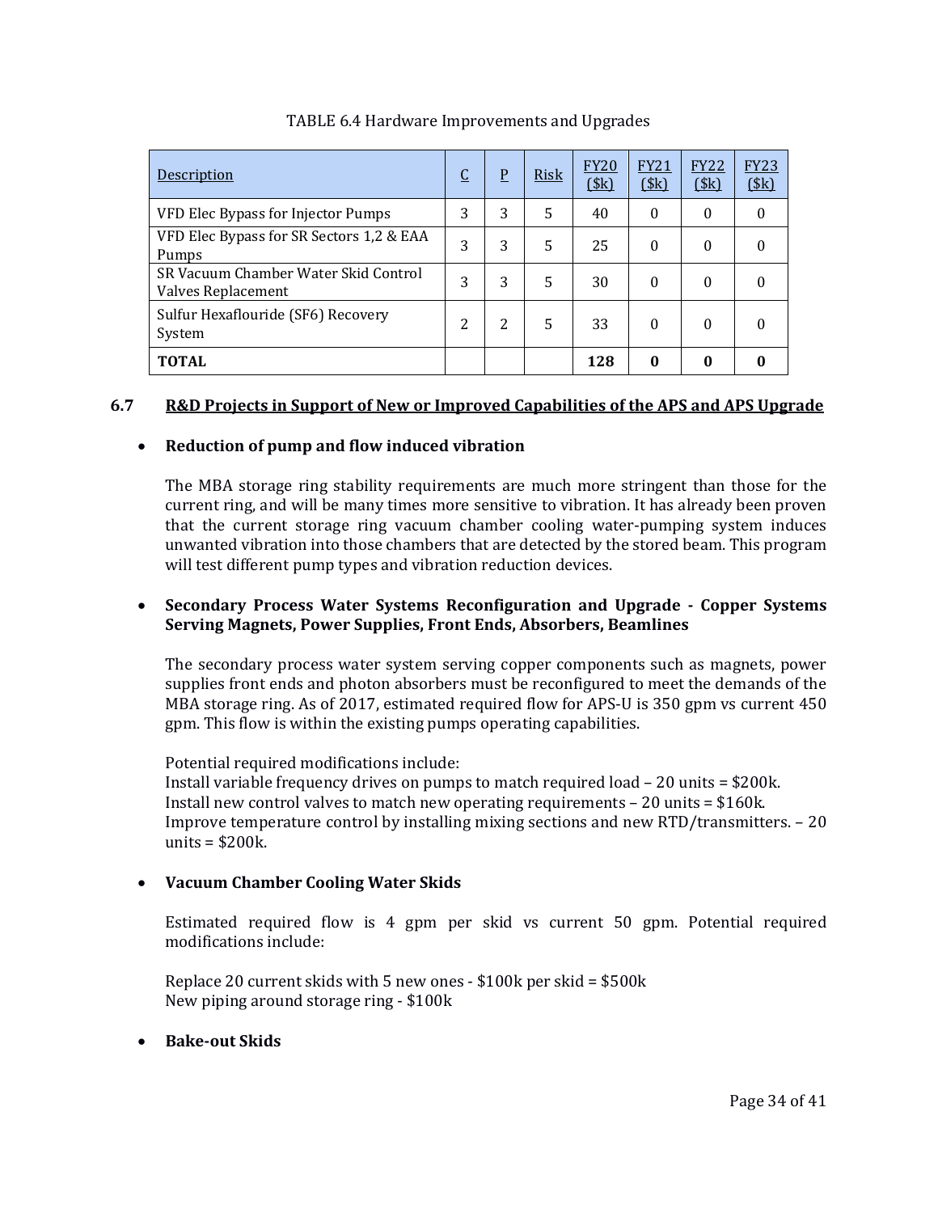TABLE 6.4 Hardware Improvements and Upgrades

| Description | C | P | Risk | FY20 ($k) | FY21 ($k) | FY22 ($k) | FY23 ($k) |
|---|---|---|---|---|---|---|---|
| VFD Elec Bypass for Injector Pumps | 3 | 3 | 5 | 40 | 0 | 0 | 0 |
| VFD Elec Bypass for SR Sectors 1,2 & EAA Pumps | 3 | 3 | 5 | 25 | 0 | 0 | 0 |
| SR Vacuum Chamber Water Skid Control Valves Replacement | 3 | 3 | 5 | 30 | 0 | 0 | 0 |
| Sulfur Hexaflouride (SF6) Recovery System | 2 | 2 | 5 | 33 | 0 | 0 | 0 |
| **TOTAL** | | | | **128** | **0** | **0** | **0** |

## 6.7 R&D Projects in Support of New or Improved Capabilities of the APS and APS Upgrade

- **Reduction of pump and flow induced vibration**

  The MBA storage ring stability requirements are much more stringent than those for the current ring, and will be many times more sensitive to vibration. It has already been proven that the current storage ring vacuum chamber cooling water-pumping system induces unwanted vibration into those chambers that are detected by the stored beam. This program will test different pump types and vibration reduction devices.

- **Secondary Process Water Systems Reconfiguration and Upgrade - Copper Systems Serving Magnets, Power Supplies, Front Ends, Absorbers, Beamlines**

  The secondary process water system serving copper components such as magnets, power supplies front ends and photon absorbers must be reconfigured to meet the demands of the MBA storage ring. As of 2017, estimated required flow for APS-U is 350 gpm vs current 450 gpm. This flow is within the existing pumps operating capabilities.

  Potential required modifications include:
  Install variable frequency drives on pumps to match required load – 20 units = $200k.
  Install new control valves to match new operating requirements – 20 units = $160k.
  Improve temperature control by installing mixing sections and new RTD/transmitters. – 20 units = $200k.

- **Vacuum Chamber Cooling Water Skids**

  Estimated required flow is 4 gpm per skid vs current 50 gpm. Potential required modifications include:

  Replace 20 current skids with 5 new ones - $100k per skid = $500k
  New piping around storage ring - $100k

- **Bake-out Skids**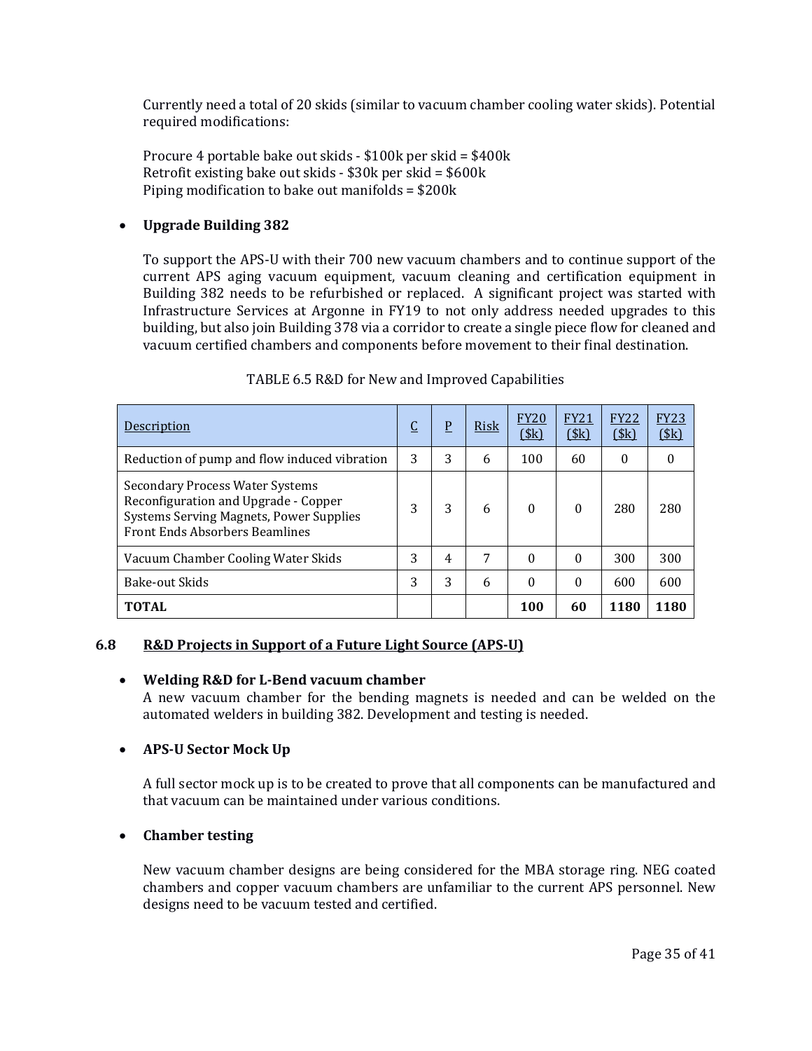Currently need a total of 20 skids (similar to vacuum chamber cooling water skids). Potential required modifications:

Procure 4 portable bake out skids - $100k per skid = $400k
Retrofit existing bake out skids - $30k per skid = $600k
Piping modification to bake out manifolds = $200k

- **Upgrade Building 382**

  To support the APS-U with their 700 new vacuum chambers and to continue support of the current APS aging vacuum equipment, vacuum cleaning and certification equipment in Building 382 needs to be refurbished or replaced. A significant project was started with Infrastructure Services at Argonne in FY19 to not only address needed upgrades to this building, but also join Building 378 via a corridor to create a single piece flow for cleaned and vacuum certified chambers and components before movement to their final destination.

TABLE 6.5 R&D for New and Improved Capabilities

| Description | C | P | Risk | FY20 ($k) | FY21 ($k) | FY22 ($k) | FY23 ($k) |
|---|---|---|---|---|---|---|---|
| Reduction of pump and flow induced vibration | 3 | 3 | 6 | 100 | 60 | 0 | 0 |
| Secondary Process Water Systems Reconfiguration and Upgrade - Copper Systems Serving Magnets, Power Supplies Front Ends Absorbers Beamlines | 3 | 3 | 6 | 0 | 0 | 280 | 280 |
| Vacuum Chamber Cooling Water Skids | 3 | 4 | 7 | 0 | 0 | 300 | 300 |
| Bake-out Skids | 3 | 3 | 6 | 0 | 0 | 600 | 600 |
| **TOTAL** | | | | **100** | **60** | **1180** | **1180** |

### 6.8 R&D Projects in Support of a Future Light Source (APS-U)

- **Welding R&D for L-Bend vacuum chamber**
  A new vacuum chamber for the bending magnets is needed and can be welded on the automated welders in building 382. Development and testing is needed.

- **APS-U Sector Mock Up**

  A full sector mock up is to be created to prove that all components can be manufactured and that vacuum can be maintained under various conditions.

- **Chamber testing**

  New vacuum chamber designs are being considered for the MBA storage ring. NEG coated chambers and copper vacuum chambers are unfamiliar to the current APS personnel. New designs need to be vacuum tested and certified.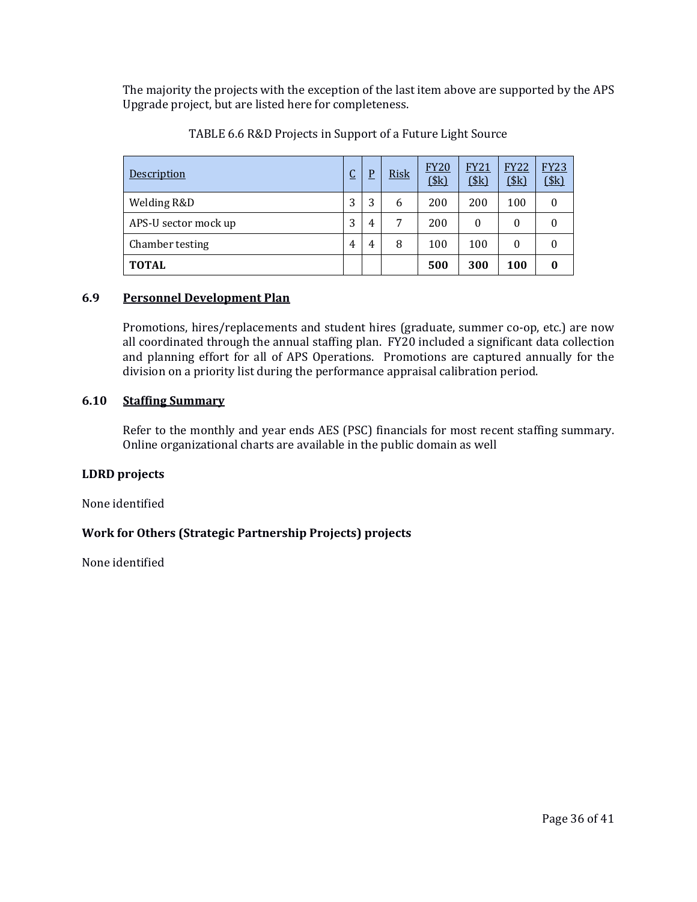The majority the projects with the exception of the last item above are supported by the APS Upgrade project, but are listed here for completeness.

TABLE 6.6 R&D Projects in Support of a Future Light Source

| Description | C | P | Risk | FY20 ($k) | FY21 ($k) | FY22 ($k) | FY23 ($k) |
|---|---|---|---|---|---|---|---|
| Welding R&D | 3 | 3 | 6 | 200 | 200 | 100 | 0 |
| APS-U sector mock up | 3 | 4 | 7 | 200 | 0 | 0 | 0 |
| Chamber testing | 4 | 4 | 8 | 100 | 100 | 0 | 0 |
| **TOTAL** | | | | **500** | **300** | **100** | **0** |

### 6.9 Personnel Development Plan

Promotions, hires/replacements and student hires (graduate, summer co-op, etc.) are now all coordinated through the annual staffing plan. FY20 included a significant data collection and planning effort for all of APS Operations. Promotions are captured annually for the division on a priority list during the performance appraisal calibration period.

### 6.10 Staffing Summary

Refer to the monthly and year ends AES (PSC) financials for most recent staffing summary. Online organizational charts are available in the public domain as well

**LDRD projects**

None identified

**Work for Others (Strategic Partnership Projects) projects**

None identified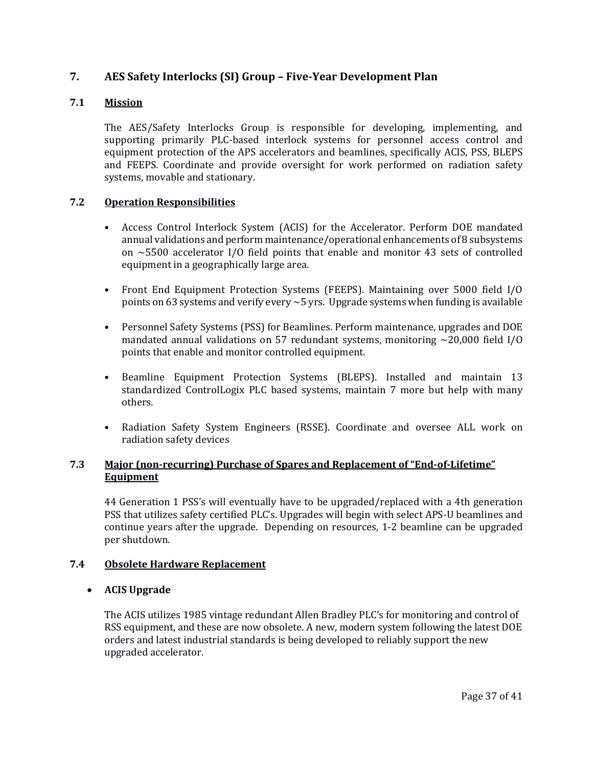# 7. AES Safety Interlocks (SI) Group – Five-Year Development Plan

## 7.1 Mission

The AES/Safety Interlocks Group is responsible for developing, implementing, and supporting primarily PLC-based interlock systems for personnel access control and equipment protection of the APS accelerators and beamlines, specifically ACIS, PSS, BLEPS and FEEPS. Coordinate and provide oversight for work performed on radiation safety systems, movable and stationary.

## 7.2 Operation Responsibilities

- Access Control Interlock System (ACIS) for the Accelerator. Perform DOE mandated annual validations and perform maintenance/operational enhancements of 8 subsystems on ~5500 accelerator I/O field points that enable and monitor 43 sets of controlled equipment in a geographically large area.
- Front End Equipment Protection Systems (FEEPS). Maintaining over 5000 field I/O points on 63 systems and verify every ~5 yrs. Upgrade systems when funding is available
- Personnel Safety Systems (PSS) for Beamlines. Perform maintenance, upgrades and DOE mandated annual validations on 57 redundant systems, monitoring ~20,000 field I/O points that enable and monitor controlled equipment.
- Beamline Equipment Protection Systems (BLEPS). Installed and maintain 13 standardized ControlLogix PLC based systems, maintain 7 more but help with many others.
- Radiation Safety System Engineers (RSSE). Coordinate and oversee ALL work on radiation safety devices

## 7.3 Major (non-recurring) Purchase of Spares and Replacement of "End-of-Lifetime" Equipment

44 Generation 1 PSS's will eventually have to be upgraded/replaced with a 4th generation PSS that utilizes safety certified PLC's. Upgrades will begin with select APS-U beamlines and continue years after the upgrade. Depending on resources, 1-2 beamline can be upgraded per shutdown.

## 7.4 Obsolete Hardware Replacement

- **ACIS Upgrade**

The ACIS utilizes 1985 vintage redundant Allen Bradley PLC's for monitoring and control of RSS equipment, and these are now obsolete. A new, modern system following the latest DOE orders and latest industrial standards is being developed to reliably support the new upgraded accelerator.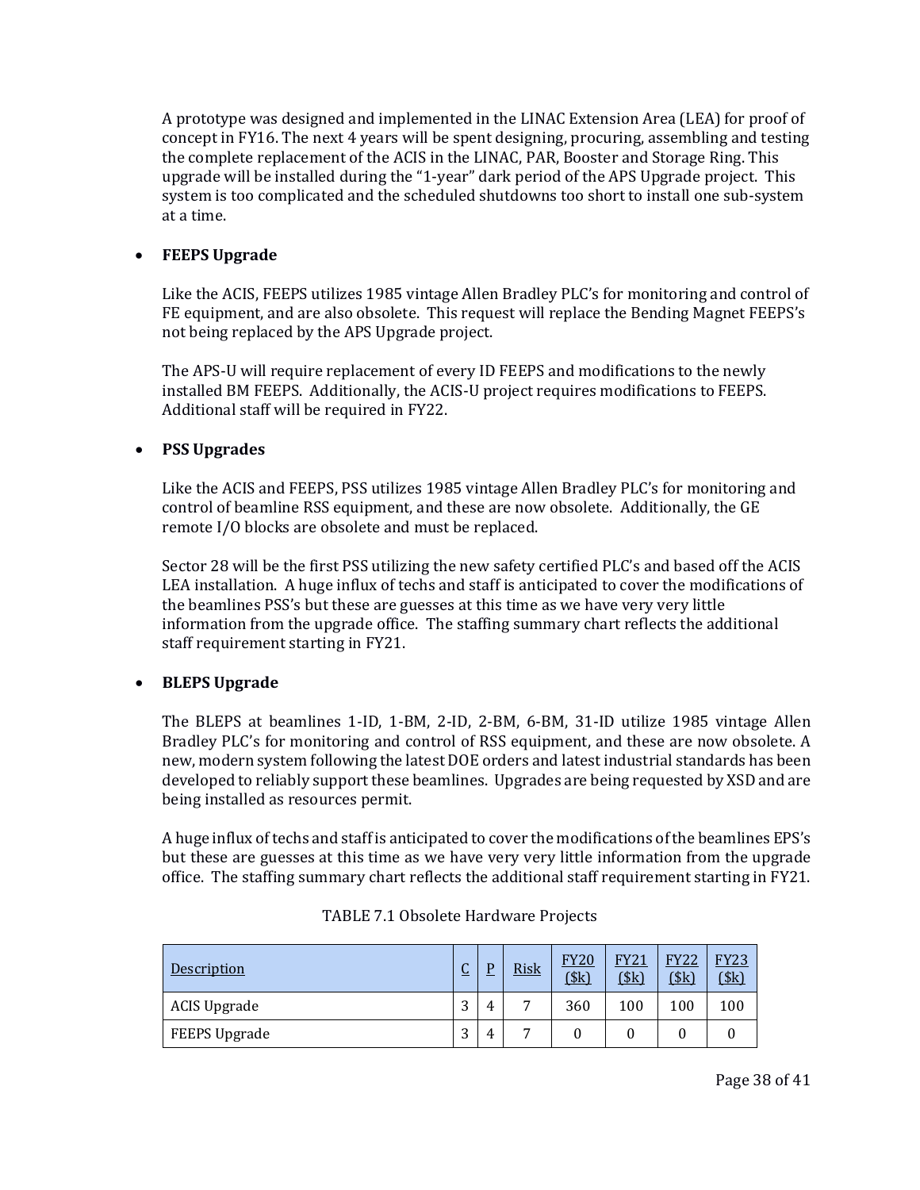A prototype was designed and implemented in the LINAC Extension Area (LEA) for proof of concept in FY16. The next 4 years will be spent designing, procuring, assembling and testing the complete replacement of the ACIS in the LINAC, PAR, Booster and Storage Ring. This upgrade will be installed during the "1-year" dark period of the APS Upgrade project. This system is too complicated and the scheduled shutdowns too short to install one sub-system at a time.

- **FEEPS Upgrade**

  Like the ACIS, FEEPS utilizes 1985 vintage Allen Bradley PLC's for monitoring and control of FE equipment, and are also obsolete. This request will replace the Bending Magnet FEEPS's not being replaced by the APS Upgrade project.

  The APS-U will require replacement of every ID FEEPS and modifications to the newly installed BM FEEPS. Additionally, the ACIS-U project requires modifications to FEEPS. Additional staff will be required in FY22.

- **PSS Upgrades**

  Like the ACIS and FEEPS, PSS utilizes 1985 vintage Allen Bradley PLC's for monitoring and control of beamline RSS equipment, and these are now obsolete. Additionally, the GE remote I/O blocks are obsolete and must be replaced.

  Sector 28 will be the first PSS utilizing the new safety certified PLC's and based off the ACIS LEA installation. A huge influx of techs and staff is anticipated to cover the modifications of the beamlines PSS's but these are guesses at this time as we have very very little information from the upgrade office. The staffing summary chart reflects the additional staff requirement starting in FY21.

- **BLEPS Upgrade**

  The BLEPS at beamlines 1-ID, 1-BM, 2-ID, 2-BM, 6-BM, 31-ID utilize 1985 vintage Allen Bradley PLC's for monitoring and control of RSS equipment, and these are now obsolete. A new, modern system following the latest DOE orders and latest industrial standards has been developed to reliably support these beamlines. Upgrades are being requested by XSD and are being installed as resources permit.

  A huge influx of techs and staff is anticipated to cover the modifications of the beamlines EPS's but these are guesses at this time as we have very very little information from the upgrade office. The staffing summary chart reflects the additional staff requirement starting in FY21.

TABLE 7.1 Obsolete Hardware Projects

| Description | C | P | Risk | FY20 ($k) | FY21 ($k) | FY22 ($k) | FY23 ($k) |
|---|---|---|---|---|---|---|---|
| ACIS Upgrade | 3 | 4 | 7 | 360 | 100 | 100 | 100 |
| FEEPS Upgrade | 3 | 4 | 7 | 0 | 0 | 0 | 0 |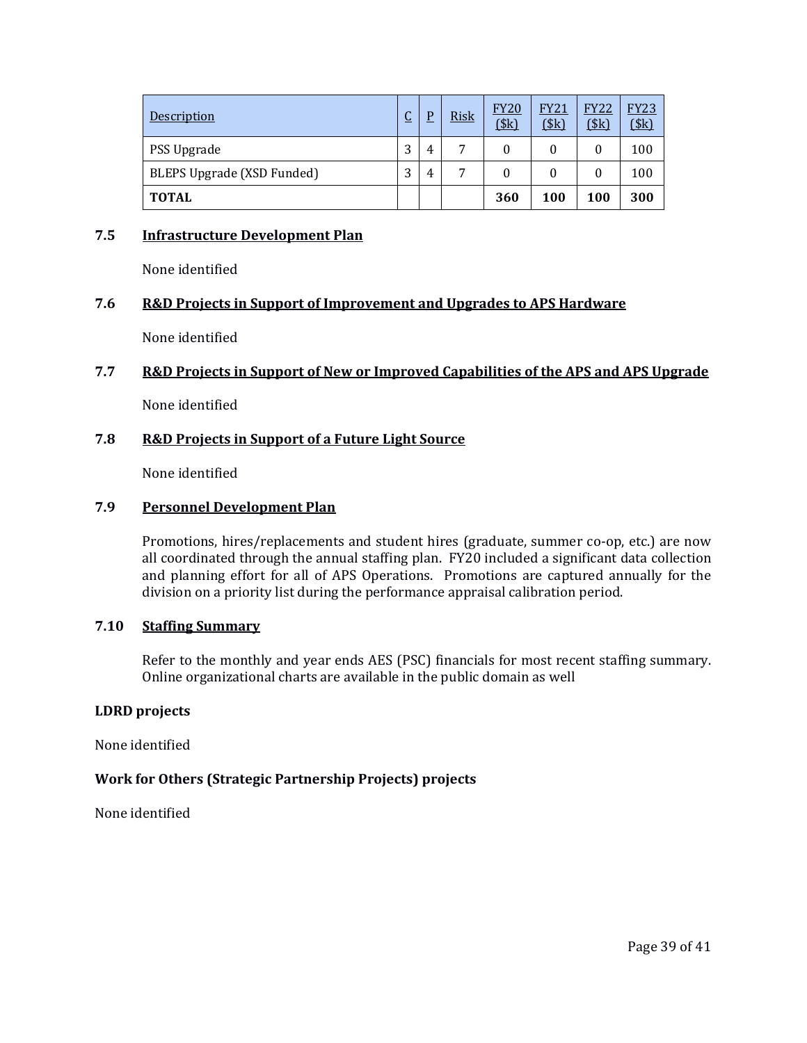| Description | C | P | Risk | FY20 ($k) | FY21 ($k) | FY22 ($k) | FY23 ($k) |
|---|---|---|---|---|---|---|---|
| PSS Upgrade | 3 | 4 | 7 | 0 | 0 | 0 | 100 |
| BLEPS Upgrade (XSD Funded) | 3 | 4 | 7 | 0 | 0 | 0 | 100 |
| **TOTAL** | | | | **360** | **100** | **100** | **300** |

### 7.5 Infrastructure Development Plan

None identified

### 7.6 R&D Projects in Support of Improvement and Upgrades to APS Hardware

None identified

### 7.7 R&D Projects in Support of New or Improved Capabilities of the APS and APS Upgrade

None identified

### 7.8 R&D Projects in Support of a Future Light Source

None identified

### 7.9 Personnel Development Plan

Promotions, hires/replacements and student hires (graduate, summer co-op, etc.) are now all coordinated through the annual staffing plan. FY20 included a significant data collection and planning effort for all of APS Operations. Promotions are captured annually for the division on a priority list during the performance appraisal calibration period.

### 7.10 Staffing Summary

Refer to the monthly and year ends AES (PSC) financials for most recent staffing summary. Online organizational charts are available in the public domain as well

**LDRD projects**

None identified

**Work for Others (Strategic Partnership Projects) projects**

None identified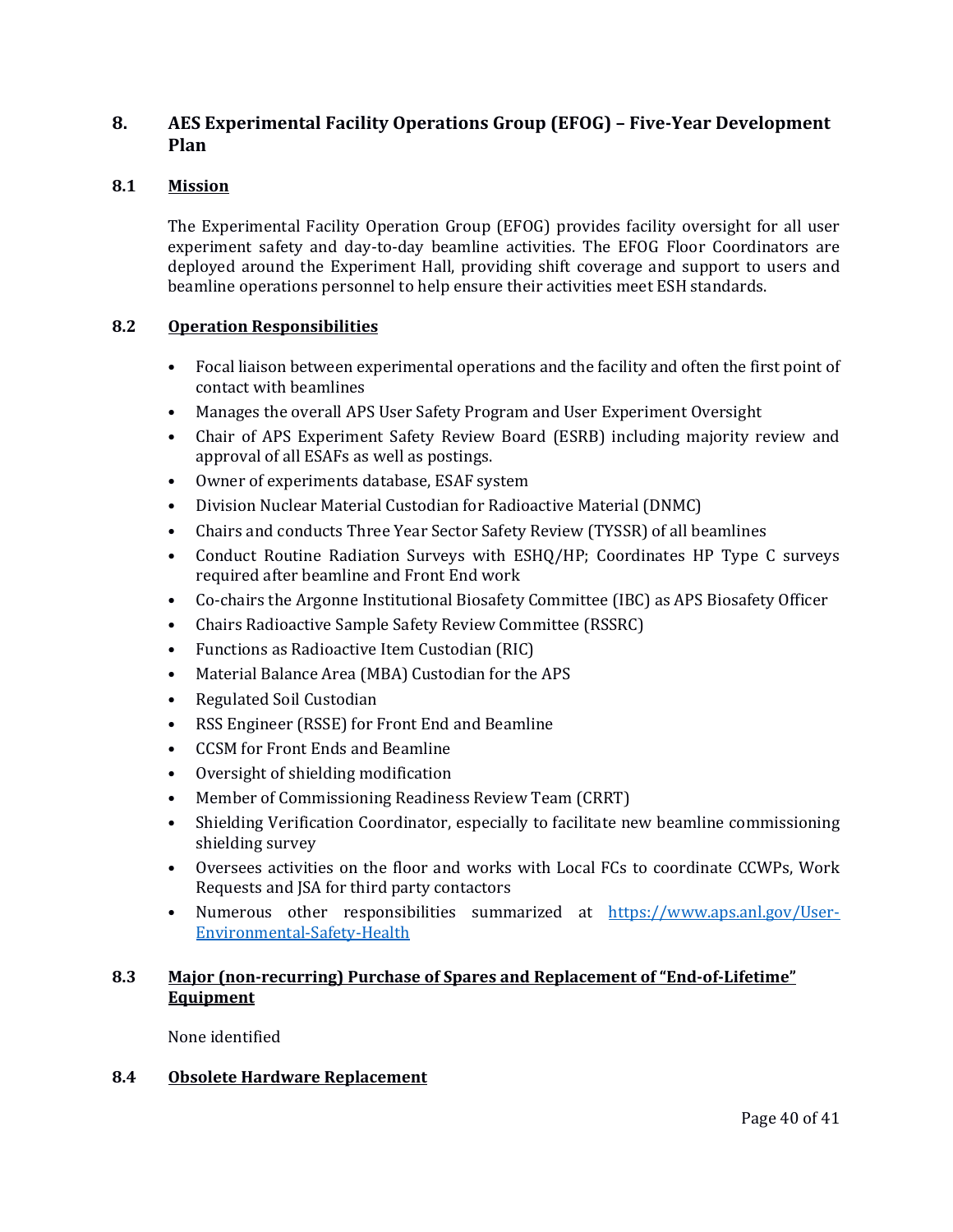## 8. AES Experimental Facility Operations Group (EFOG) – Five-Year Development Plan

### 8.1 Mission

The Experimental Facility Operation Group (EFOG) provides facility oversight for all user experiment safety and day-to-day beamline activities. The EFOG Floor Coordinators are deployed around the Experiment Hall, providing shift coverage and support to users and beamline operations personnel to help ensure their activities meet ESH standards.

### 8.2 Operation Responsibilities

- Focal liaison between experimental operations and the facility and often the first point of contact with beamlines
- Manages the overall APS User Safety Program and User Experiment Oversight
- Chair of APS Experiment Safety Review Board (ESRB) including majority review and approval of all ESAFs as well as postings.
- Owner of experiments database, ESAF system
- Division Nuclear Material Custodian for Radioactive Material (DNMC)
- Chairs and conducts Three Year Sector Safety Review (TYSSR) of all beamlines
- Conduct Routine Radiation Surveys with ESHQ/HP; Coordinates HP Type C surveys required after beamline and Front End work
- Co-chairs the Argonne Institutional Biosafety Committee (IBC) as APS Biosafety Officer
- Chairs Radioactive Sample Safety Review Committee (RSSRC)
- Functions as Radioactive Item Custodian (RIC)
- Material Balance Area (MBA) Custodian for the APS
- Regulated Soil Custodian
- RSS Engineer (RSSE) for Front End and Beamline
- CCSM for Front Ends and Beamline
- Oversight of shielding modification
- Member of Commissioning Readiness Review Team (CRRT)
- Shielding Verification Coordinator, especially to facilitate new beamline commissioning shielding survey
- Oversees activities on the floor and works with Local FCs to coordinate CCWPs, Work Requests and JSA for third party contactors
- Numerous other responsibilities summarized at [https://www.aps.anl.gov/User-Environmental-Safety-Health](https://www.aps.anl.gov/User-Environmental-Safety-Health)

### 8.3 Major (non-recurring) Purchase of Spares and Replacement of "End-of-Lifetime" Equipment

None identified

### 8.4 Obsolete Hardware Replacement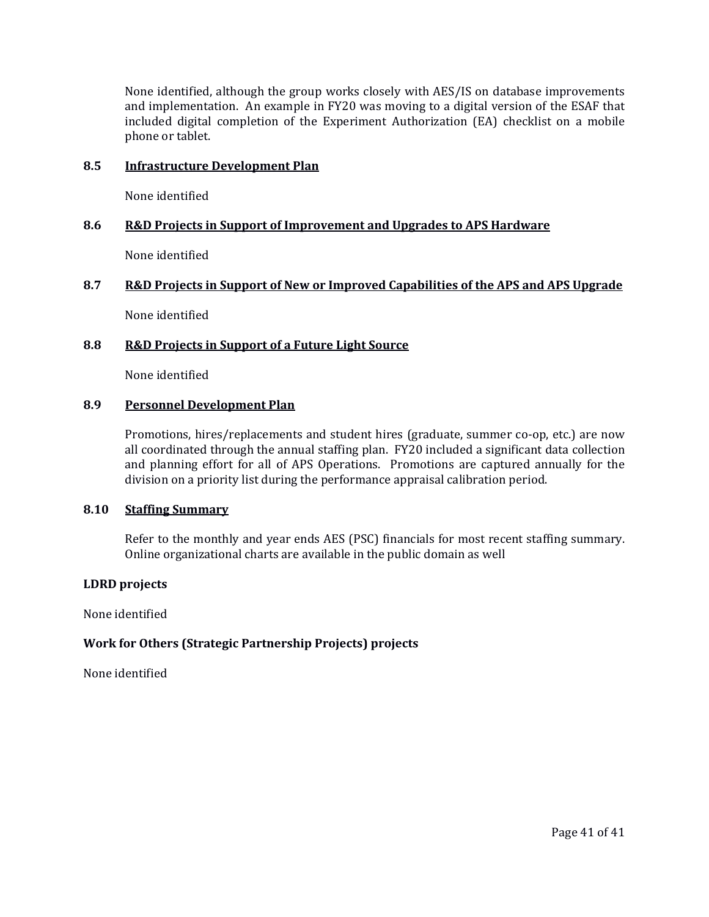None identified, although the group works closely with AES/IS on database improvements and implementation. An example in FY20 was moving to a digital version of the ESAF that included digital completion of the Experiment Authorization (EA) checklist on a mobile phone or tablet.

### 8.5 Infrastructure Development Plan

None identified

### 8.6 R&D Projects in Support of Improvement and Upgrades to APS Hardware

None identified

### 8.7 R&D Projects in Support of New or Improved Capabilities of the APS and APS Upgrade

None identified

### 8.8 R&D Projects in Support of a Future Light Source

None identified

### 8.9 Personnel Development Plan

Promotions, hires/replacements and student hires (graduate, summer co-op, etc.) are now all coordinated through the annual staffing plan. FY20 included a significant data collection and planning effort for all of APS Operations. Promotions are captured annually for the division on a priority list during the performance appraisal calibration period.

### 8.10 Staffing Summary

Refer to the monthly and year ends AES (PSC) financials for most recent staffing summary. Online organizational charts are available in the public domain as well

**LDRD projects**

None identified

**Work for Others (Strategic Partnership Projects) projects**

None identified